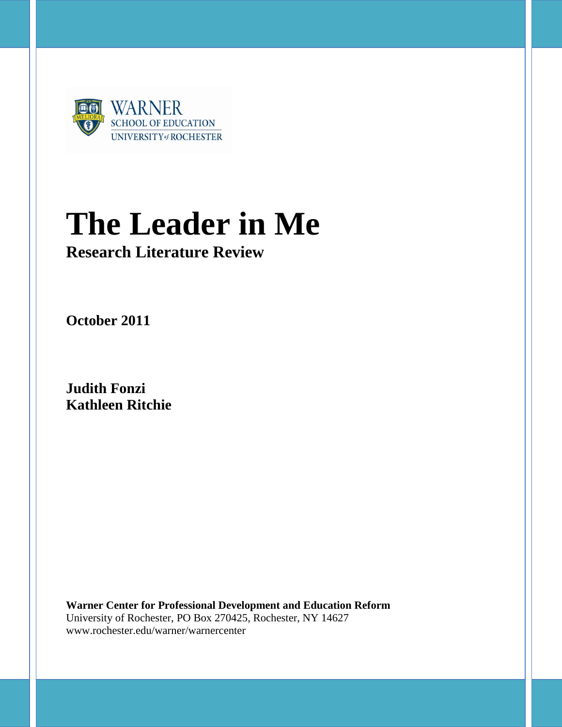WARNER
SCHOOL OF EDUCATION
UNIVERSITY of ROCHESTER

# The Leader in Me

## Research Literature Review

**October 2011**

**Judith Fonzi**
**Kathleen Ritchie**

**Warner Center for Professional Development and Education Reform**
University of Rochester, PO Box 270425, Rochester, NY 14627
www.rochester.edu/warner/warnercenter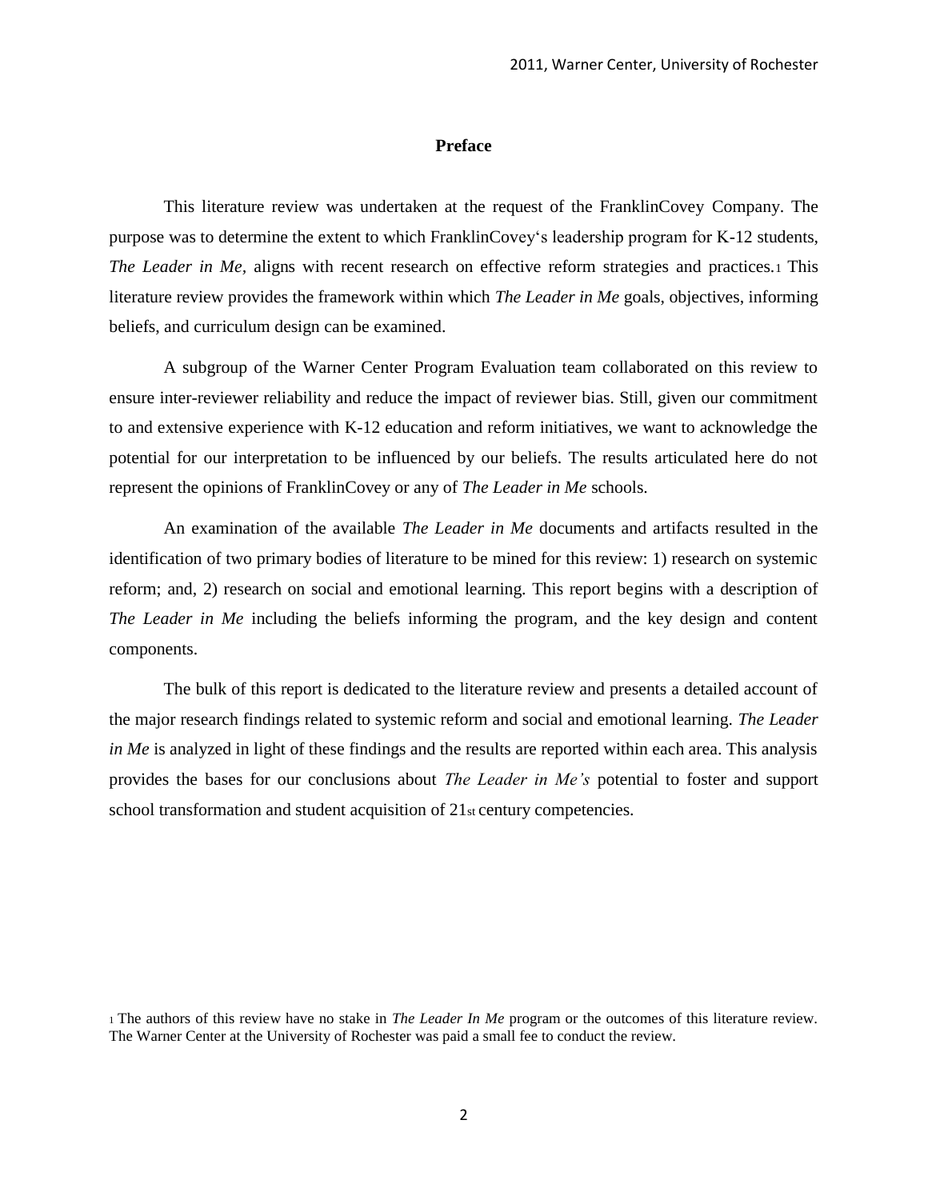## Preface

This literature review was undertaken at the request of the FranklinCovey Company. The purpose was to determine the extent to which FranklinCovey's leadership program for K-12 students, *The Leader in Me*, aligns with recent research on effective reform strategies and practices.[1] This literature review provides the framework within which *The Leader in Me* goals, objectives, informing beliefs, and curriculum design can be examined.

A subgroup of the Warner Center Program Evaluation team collaborated on this review to ensure inter-reviewer reliability and reduce the impact of reviewer bias. Still, given our commitment to and extensive experience with K-12 education and reform initiatives, we want to acknowledge the potential for our interpretation to be influenced by our beliefs. The results articulated here do not represent the opinions of FranklinCovey or any of *The Leader in Me* schools.

An examination of the available *The Leader in Me* documents and artifacts resulted in the identification of two primary bodies of literature to be mined for this review: 1) research on systemic reform; and, 2) research on social and emotional learning. This report begins with a description of *The Leader in Me* including the beliefs informing the program, and the key design and content components.

The bulk of this report is dedicated to the literature review and presents a detailed account of the major research findings related to systemic reform and social and emotional learning. *The Leader in Me* is analyzed in light of these findings and the results are reported within each area. This analysis provides the bases for our conclusions about *The Leader in Me's* potential to foster and support school transformation and student acquisition of 21st century competencies.

[1] The authors of this review have no stake in *The Leader In Me* program or the outcomes of this literature review. The Warner Center at the University of Rochester was paid a small fee to conduct the review.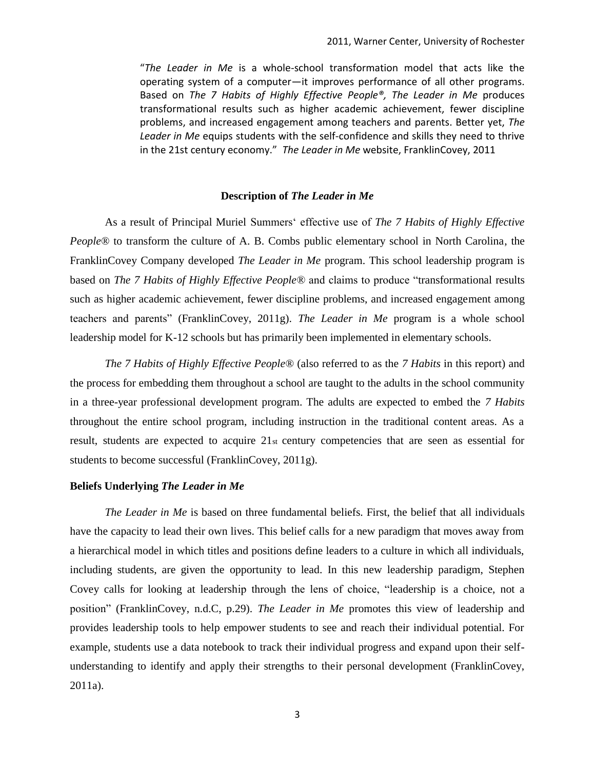> "*The Leader in Me* is a whole-school transformation model that acts like the operating system of a computer—it improves performance of all other programs. Based on *The 7 Habits of Highly Effective People®, The Leader in Me* produces transformational results such as higher academic achievement, fewer discipline problems, and increased engagement among teachers and parents. Better yet, *The Leader in Me* equips students with the self-confidence and skills they need to thrive in the 21st century economy." *The Leader in Me* website, FranklinCovey, 2011

## Description of *The Leader in Me*

As a result of Principal Muriel Summers' effective use of *The 7 Habits of Highly Effective People®* to transform the culture of A. B. Combs public elementary school in North Carolina, the FranklinCovey Company developed *The Leader in Me* program. This school leadership program is based on *The 7 Habits of Highly Effective People®* and claims to produce "transformational results such as higher academic achievement, fewer discipline problems, and increased engagement among teachers and parents" (FranklinCovey, 2011g). *The Leader in Me* program is a whole school leadership model for K-12 schools but has primarily been implemented in elementary schools.

*The 7 Habits of Highly Effective People®* (also referred to as the *7 Habits* in this report) and the process for embedding them throughout a school are taught to the adults in the school community in a three-year professional development program. The adults are expected to embed the *7 Habits* throughout the entire school program, including instruction in the traditional content areas. As a result, students are expected to acquire 21st century competencies that are seen as essential for students to become successful (FranklinCovey, 2011g).

### Beliefs Underlying *The Leader in Me*

*The Leader in Me* is based on three fundamental beliefs. First, the belief that all individuals have the capacity to lead their own lives. This belief calls for a new paradigm that moves away from a hierarchical model in which titles and positions define leaders to a culture in which all individuals, including students, are given the opportunity to lead. In this new leadership paradigm, Stephen Covey calls for looking at leadership through the lens of choice, "leadership is a choice, not a position" (FranklinCovey, n.d.C, p.29). *The Leader in Me* promotes this view of leadership and provides leadership tools to help empower students to see and reach their individual potential. For example, students use a data notebook to track their individual progress and expand upon their self-understanding to identify and apply their strengths to their personal development (FranklinCovey, 2011a).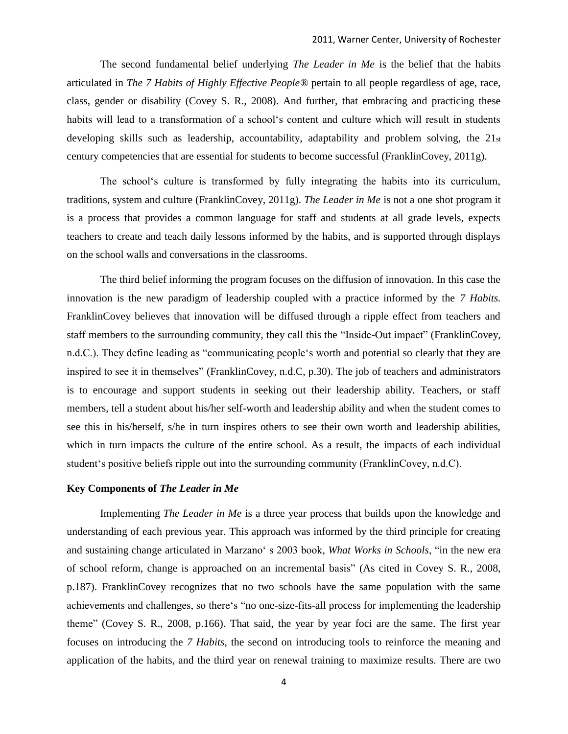The second fundamental belief underlying *The Leader in Me* is the belief that the habits articulated in *The 7 Habits of Highly Effective People®* pertain to all people regardless of age, race, class, gender or disability (Covey S. R., 2008). And further, that embracing and practicing these habits will lead to a transformation of a school's content and culture which will result in students developing skills such as leadership, accountability, adaptability and problem solving, the 21st century competencies that are essential for students to become successful (FranklinCovey, 2011g).

The school's culture is transformed by fully integrating the habits into its curriculum, traditions, system and culture (FranklinCovey, 2011g). *The Leader in Me* is not a one shot program it is a process that provides a common language for staff and students at all grade levels, expects teachers to create and teach daily lessons informed by the habits, and is supported through displays on the school walls and conversations in the classrooms.

The third belief informing the program focuses on the diffusion of innovation. In this case the innovation is the new paradigm of leadership coupled with a practice informed by the *7 Habits.* FranklinCovey believes that innovation will be diffused through a ripple effect from teachers and staff members to the surrounding community, they call this the "Inside-Out impact" (FranklinCovey, n.d.C.). They define leading as "communicating people's worth and potential so clearly that they are inspired to see it in themselves" (FranklinCovey, n.d.C, p.30). The job of teachers and administrators is to encourage and support students in seeking out their leadership ability. Teachers, or staff members, tell a student about his/her self-worth and leadership ability and when the student comes to see this in his/herself, s/he in turn inspires others to see their own worth and leadership abilities, which in turn impacts the culture of the entire school. As a result, the impacts of each individual student's positive beliefs ripple out into the surrounding community (FranklinCovey, n.d.C).

### Key Components of *The Leader in Me*

Implementing *The Leader in Me* is a three year process that builds upon the knowledge and understanding of each previous year. This approach was informed by the third principle for creating and sustaining change articulated in Marzano' s 2003 book, *What Works in Schools*, "in the new era of school reform, change is approached on an incremental basis" (As cited in Covey S. R., 2008, p.187). FranklinCovey recognizes that no two schools have the same population with the same achievements and challenges, so there's "no one-size-fits-all process for implementing the leadership theme" (Covey S. R., 2008, p.166). That said, the year by year foci are the same. The first year focuses on introducing the *7 Habits*, the second on introducing tools to reinforce the meaning and application of the habits, and the third year on renewal training to maximize results. There are two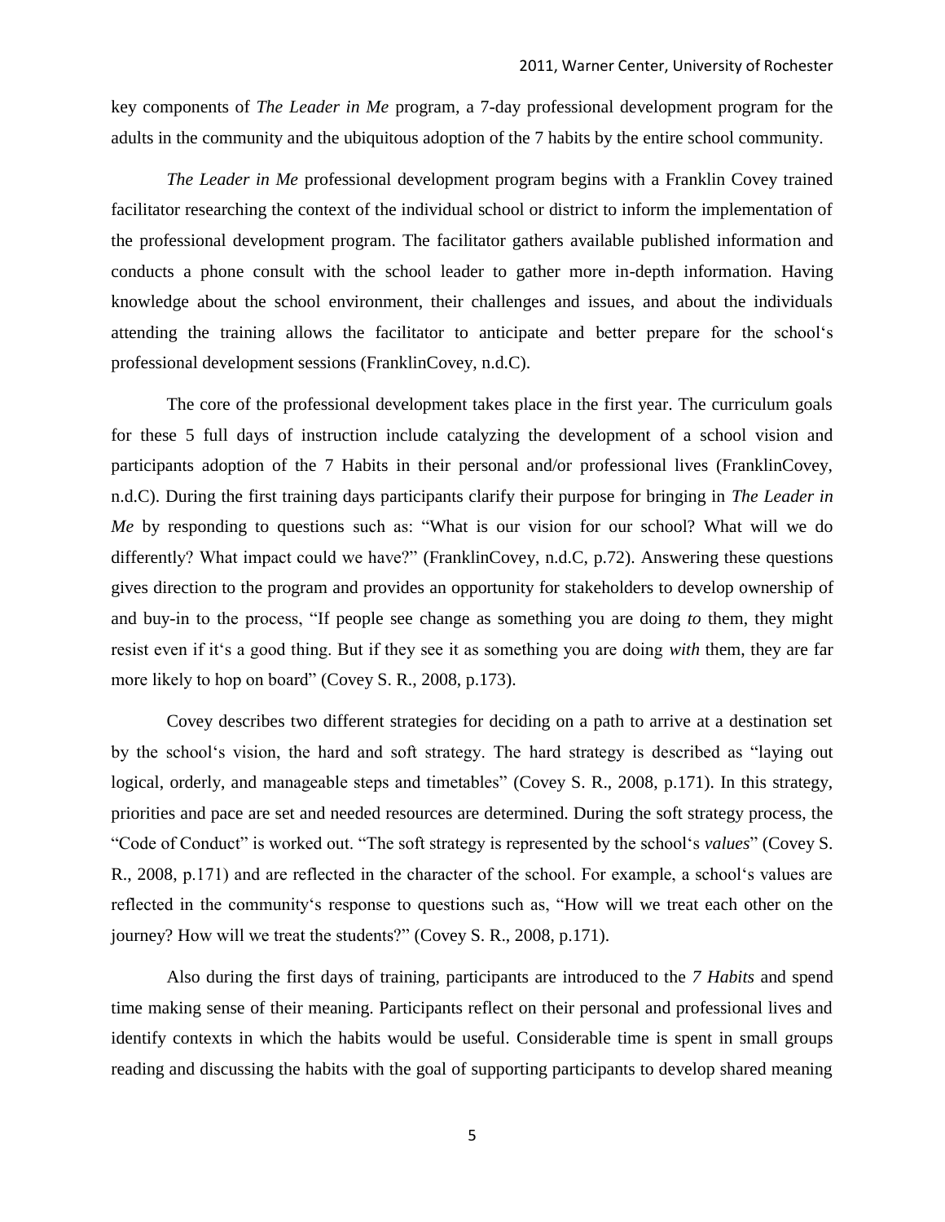key components of *The Leader in Me* program, a 7-day professional development program for the adults in the community and the ubiquitous adoption of the 7 habits by the entire school community.

*The Leader in Me* professional development program begins with a Franklin Covey trained facilitator researching the context of the individual school or district to inform the implementation of the professional development program. The facilitator gathers available published information and conducts a phone consult with the school leader to gather more in-depth information. Having knowledge about the school environment, their challenges and issues, and about the individuals attending the training allows the facilitator to anticipate and better prepare for the school's professional development sessions (FranklinCovey, n.d.C).

The core of the professional development takes place in the first year. The curriculum goals for these 5 full days of instruction include catalyzing the development of a school vision and participants adoption of the 7 Habits in their personal and/or professional lives (FranklinCovey, n.d.C). During the first training days participants clarify their purpose for bringing in *The Leader in Me* by responding to questions such as: "What is our vision for our school? What will we do differently? What impact could we have?" (FranklinCovey, n.d.C, p.72). Answering these questions gives direction to the program and provides an opportunity for stakeholders to develop ownership of and buy-in to the process, "If people see change as something you are doing *to* them, they might resist even if it's a good thing. But if they see it as something you are doing *with* them, they are far more likely to hop on board" (Covey S. R., 2008, p.173).

Covey describes two different strategies for deciding on a path to arrive at a destination set by the school's vision, the hard and soft strategy. The hard strategy is described as "laying out logical, orderly, and manageable steps and timetables" (Covey S. R., 2008, p.171). In this strategy, priorities and pace are set and needed resources are determined. During the soft strategy process, the "Code of Conduct" is worked out. "The soft strategy is represented by the school's *values*" (Covey S. R., 2008, p.171) and are reflected in the character of the school. For example, a school's values are reflected in the community's response to questions such as, "How will we treat each other on the journey? How will we treat the students?" (Covey S. R., 2008, p.171).

Also during the first days of training, participants are introduced to the *7 Habits* and spend time making sense of their meaning. Participants reflect on their personal and professional lives and identify contexts in which the habits would be useful. Considerable time is spent in small groups reading and discussing the habits with the goal of supporting participants to develop shared meaning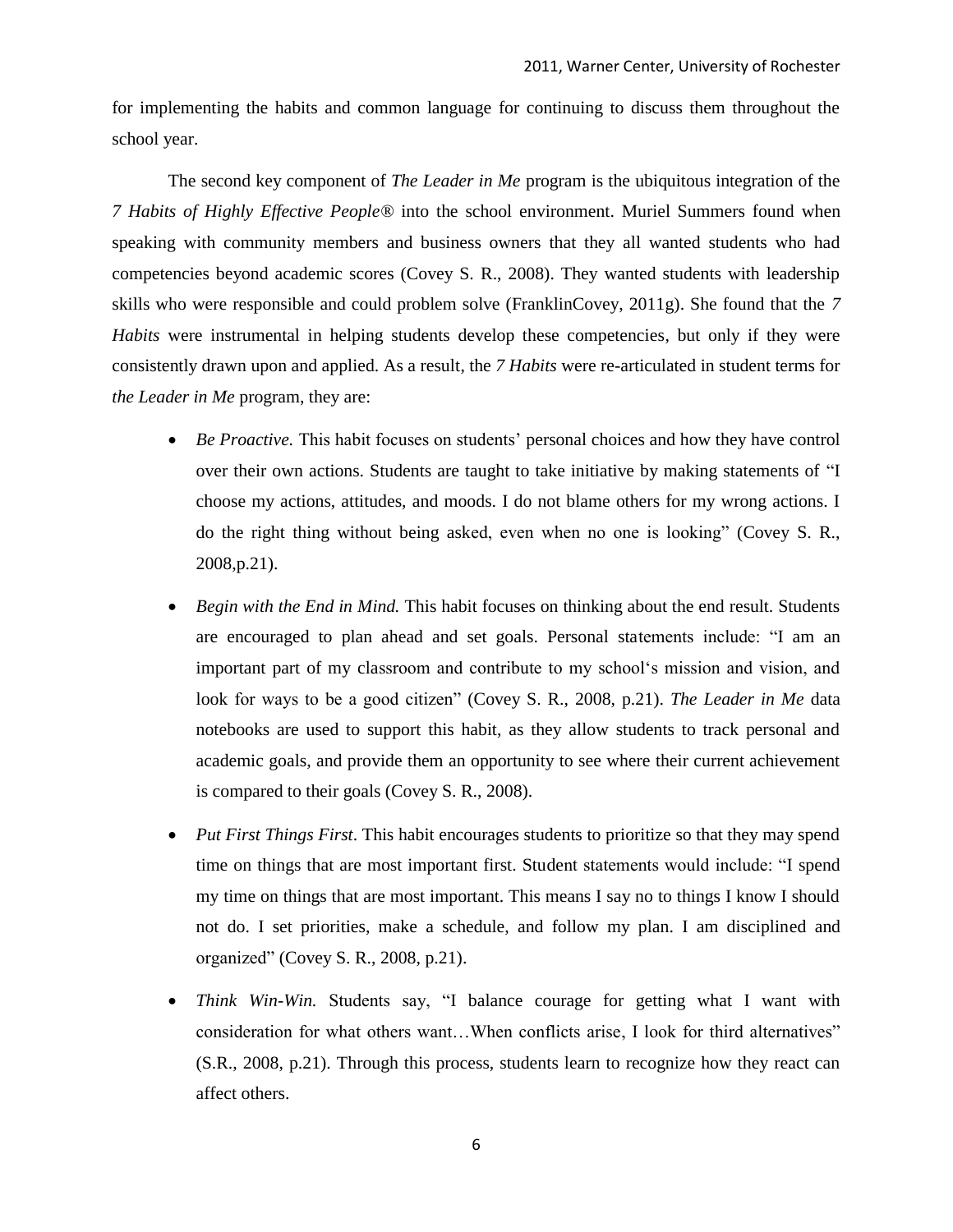for implementing the habits and common language for continuing to discuss them throughout the school year.

The second key component of *The Leader in Me* program is the ubiquitous integration of the *7 Habits of Highly Effective People®* into the school environment. Muriel Summers found when speaking with community members and business owners that they all wanted students who had competencies beyond academic scores (Covey S. R., 2008). They wanted students with leadership skills who were responsible and could problem solve (FranklinCovey, 2011g). She found that the *7 Habits* were instrumental in helping students develop these competencies, but only if they were consistently drawn upon and applied. As a result, the *7 Habits* were re-articulated in student terms for *the Leader in Me* program, they are:

- *Be Proactive.* This habit focuses on students' personal choices and how they have control over their own actions. Students are taught to take initiative by making statements of "I choose my actions, attitudes, and moods. I do not blame others for my wrong actions. I do the right thing without being asked, even when no one is looking" (Covey S. R., 2008,p.21).
- *Begin with the End in Mind.* This habit focuses on thinking about the end result. Students are encouraged to plan ahead and set goals. Personal statements include: "I am an important part of my classroom and contribute to my school's mission and vision, and look for ways to be a good citizen" (Covey S. R., 2008, p.21). *The Leader in Me* data notebooks are used to support this habit, as they allow students to track personal and academic goals, and provide them an opportunity to see where their current achievement is compared to their goals (Covey S. R., 2008).
- *Put First Things First*. This habit encourages students to prioritize so that they may spend time on things that are most important first. Student statements would include: "I spend my time on things that are most important. This means I say no to things I know I should not do. I set priorities, make a schedule, and follow my plan. I am disciplined and organized" (Covey S. R., 2008, p.21).
- *Think Win-Win.* Students say, "I balance courage for getting what I want with consideration for what others want…When conflicts arise, I look for third alternatives" (S.R., 2008, p.21). Through this process, students learn to recognize how they react can affect others.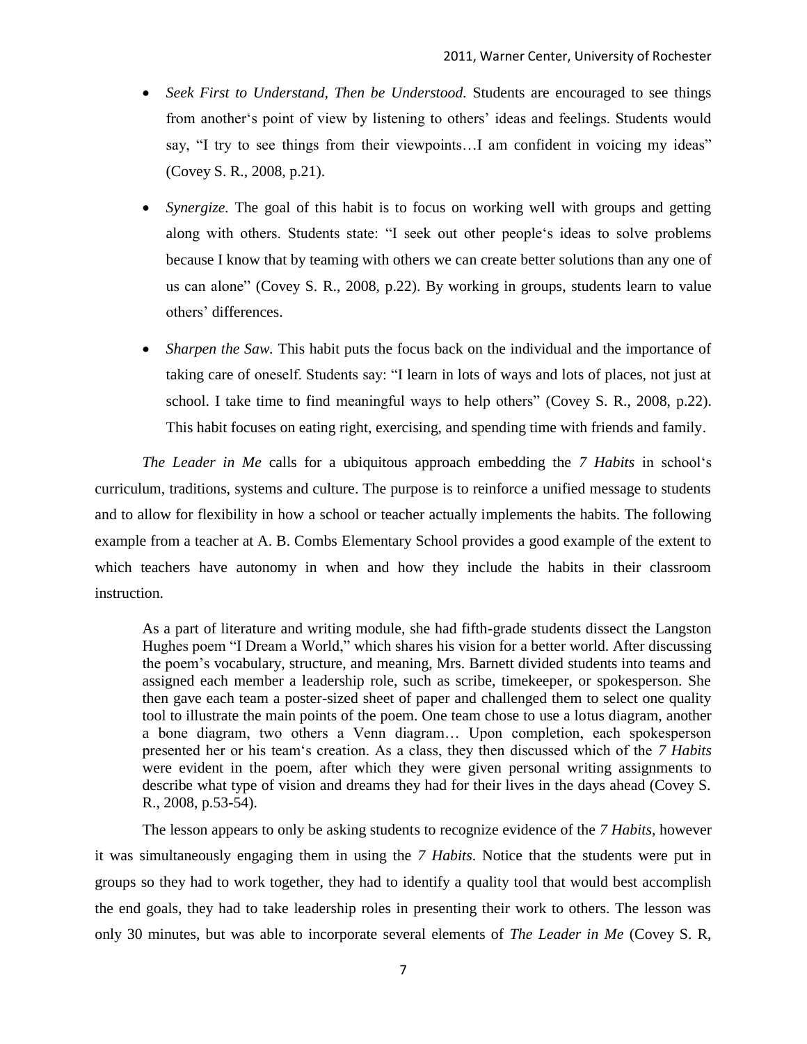- *Seek First to Understand, Then be Understood.* Students are encouraged to see things from another's point of view by listening to others' ideas and feelings. Students would say, "I try to see things from their viewpoints…I am confident in voicing my ideas" (Covey S. R., 2008, p.21).

- *Synergize.* The goal of this habit is to focus on working well with groups and getting along with others. Students state: "I seek out other people's ideas to solve problems because I know that by teaming with others we can create better solutions than any one of us can alone" (Covey S. R., 2008, p.22). By working in groups, students learn to value others' differences.

- *Sharpen the Saw.* This habit puts the focus back on the individual and the importance of taking care of oneself. Students say: "I learn in lots of ways and lots of places, not just at school. I take time to find meaningful ways to help others" (Covey S. R., 2008, p.22). This habit focuses on eating right, exercising, and spending time with friends and family.

*The Leader in Me* calls for a ubiquitous approach embedding the *7 Habits* in school's curriculum, traditions, systems and culture. The purpose is to reinforce a unified message to students and to allow for flexibility in how a school or teacher actually implements the habits. The following example from a teacher at A. B. Combs Elementary School provides a good example of the extent to which teachers have autonomy in when and how they include the habits in their classroom instruction.

> As a part of literature and writing module, she had fifth-grade students dissect the Langston Hughes poem "I Dream a World," which shares his vision for a better world. After discussing the poem's vocabulary, structure, and meaning, Mrs. Barnett divided students into teams and assigned each member a leadership role, such as scribe, timekeeper, or spokesperson. She then gave each team a poster-sized sheet of paper and challenged them to select one quality tool to illustrate the main points of the poem. One team chose to use a lotus diagram, another a bone diagram, two others a Venn diagram… Upon completion, each spokesperson presented her or his team's creation. As a class, they then discussed which of the *7 Habits* were evident in the poem, after which they were given personal writing assignments to describe what type of vision and dreams they had for their lives in the days ahead (Covey S. R., 2008, p.53-54).

The lesson appears to only be asking students to recognize evidence of the *7 Habits*, however it was simultaneously engaging them in using the *7 Habits*. Notice that the students were put in groups so they had to work together, they had to identify a quality tool that would best accomplish the end goals, they had to take leadership roles in presenting their work to others. The lesson was only 30 minutes, but was able to incorporate several elements of *The Leader in Me* (Covey S. R,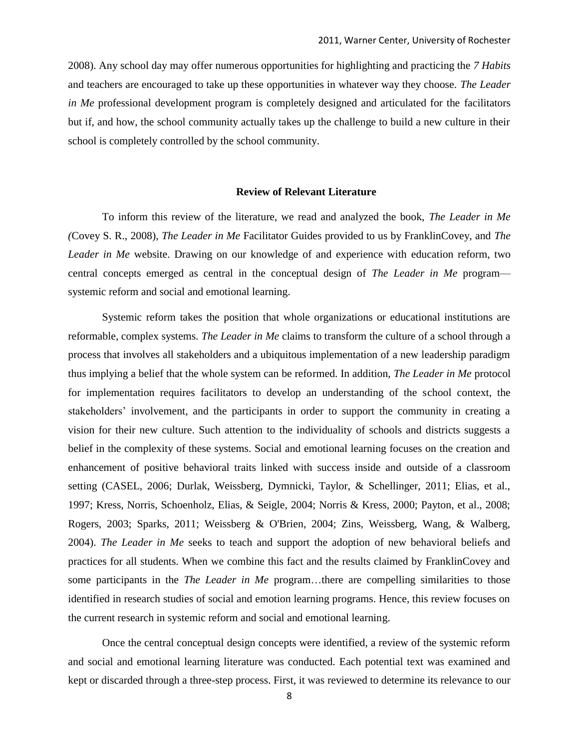2008). Any school day may offer numerous opportunities for highlighting and practicing the *7 Habits* and teachers are encouraged to take up these opportunities in whatever way they choose. *The Leader in Me* professional development program is completely designed and articulated for the facilitators but if, and how, the school community actually takes up the challenge to build a new culture in their school is completely controlled by the school community.

## Review of Relevant Literature

To inform this review of the literature, we read and analyzed the book, *The Leader in Me (*Covey S. R., 2008), *The Leader in Me* Facilitator Guides provided to us by FranklinCovey, and *The Leader in Me* website. Drawing on our knowledge of and experience with education reform, two central concepts emerged as central in the conceptual design of *The Leader in Me* program—systemic reform and social and emotional learning.

Systemic reform takes the position that whole organizations or educational institutions are reformable, complex systems. *The Leader in Me* claims to transform the culture of a school through a process that involves all stakeholders and a ubiquitous implementation of a new leadership paradigm thus implying a belief that the whole system can be reformed. In addition, *The Leader in Me* protocol for implementation requires facilitators to develop an understanding of the school context, the stakeholders' involvement, and the participants in order to support the community in creating a vision for their new culture. Such attention to the individuality of schools and districts suggests a belief in the complexity of these systems. Social and emotional learning focuses on the creation and enhancement of positive behavioral traits linked with success inside and outside of a classroom setting (CASEL, 2006; Durlak, Weissberg, Dymnicki, Taylor, & Schellinger, 2011; Elias, et al., 1997; Kress, Norris, Schoenholz, Elias, & Seigle, 2004; Norris & Kress, 2000; Payton, et al., 2008; Rogers, 2003; Sparks, 2011; Weissberg & O'Brien, 2004; Zins, Weissberg, Wang, & Walberg, 2004). *The Leader in Me* seeks to teach and support the adoption of new behavioral beliefs and practices for all students. When we combine this fact and the results claimed by FranklinCovey and some participants in the *The Leader in Me* program…there are compelling similarities to those identified in research studies of social and emotion learning programs. Hence, this review focuses on the current research in systemic reform and social and emotional learning.

Once the central conceptual design concepts were identified, a review of the systemic reform and social and emotional learning literature was conducted. Each potential text was examined and kept or discarded through a three-step process. First, it was reviewed to determine its relevance to our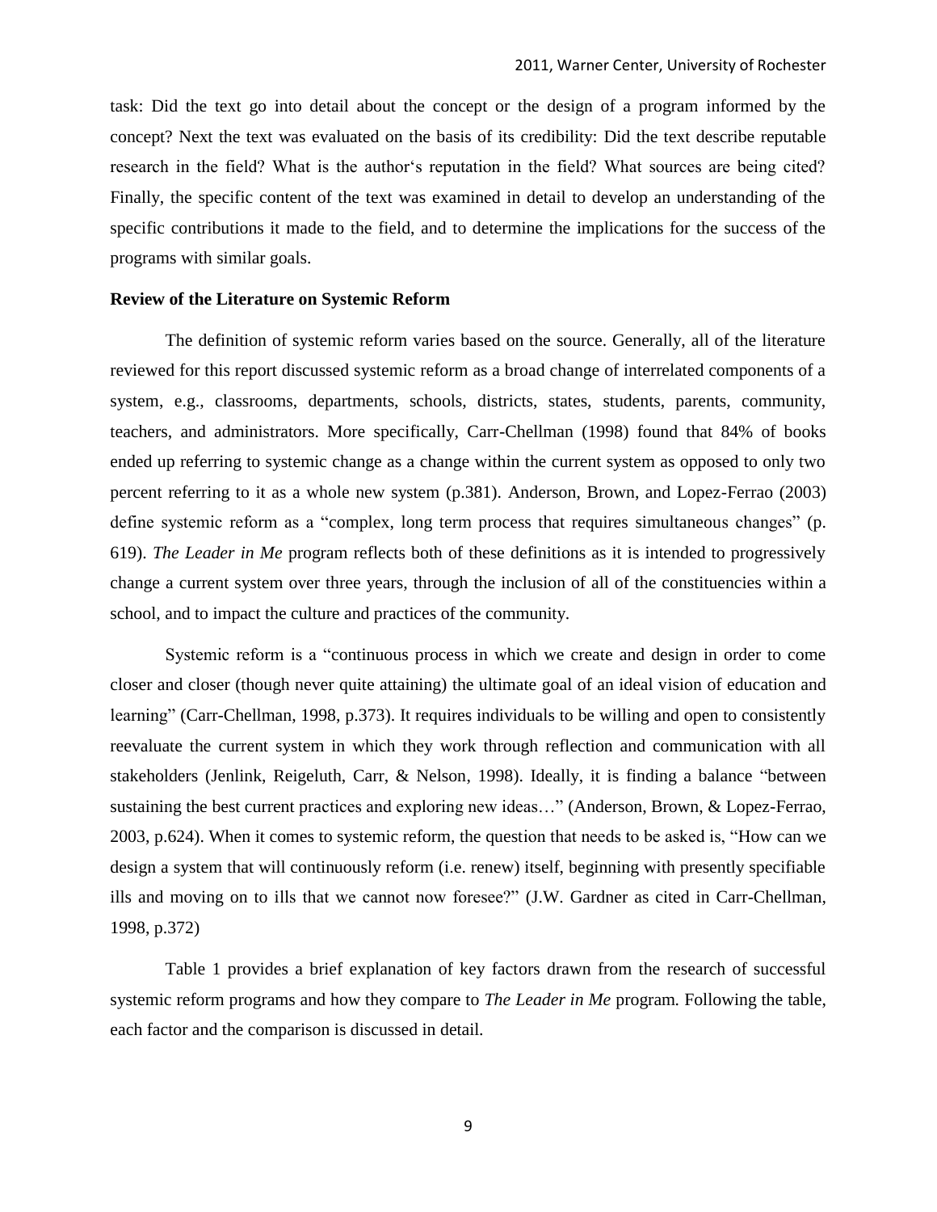task: Did the text go into detail about the concept or the design of a program informed by the concept? Next the text was evaluated on the basis of its credibility: Did the text describe reputable research in the field? What is the author's reputation in the field? What sources are being cited? Finally, the specific content of the text was examined in detail to develop an understanding of the specific contributions it made to the field, and to determine the implications for the success of the programs with similar goals.

**Review of the Literature on Systemic Reform**

The definition of systemic reform varies based on the source. Generally, all of the literature reviewed for this report discussed systemic reform as a broad change of interrelated components of a system, e.g., classrooms, departments, schools, districts, states, students, parents, community, teachers, and administrators. More specifically, Carr-Chellman (1998) found that 84% of books ended up referring to systemic change as a change within the current system as opposed to only two percent referring to it as a whole new system (p.381). Anderson, Brown, and Lopez-Ferrao (2003) define systemic reform as a "complex, long term process that requires simultaneous changes" (p. 619). *The Leader in Me* program reflects both of these definitions as it is intended to progressively change a current system over three years, through the inclusion of all of the constituencies within a school, and to impact the culture and practices of the community.

Systemic reform is a "continuous process in which we create and design in order to come closer and closer (though never quite attaining) the ultimate goal of an ideal vision of education and learning" (Carr-Chellman, 1998, p.373). It requires individuals to be willing and open to consistently reevaluate the current system in which they work through reflection and communication with all stakeholders (Jenlink, Reigeluth, Carr, & Nelson, 1998). Ideally, it is finding a balance "between sustaining the best current practices and exploring new ideas…" (Anderson, Brown, & Lopez-Ferrao, 2003, p.624). When it comes to systemic reform, the question that needs to be asked is, "How can we design a system that will continuously reform (i.e. renew) itself, beginning with presently specifiable ills and moving on to ills that we cannot now foresee?" (J.W. Gardner as cited in Carr-Chellman, 1998, p.372)

Table 1 provides a brief explanation of key factors drawn from the research of successful systemic reform programs and how they compare to *The Leader in Me* program. Following the table, each factor and the comparison is discussed in detail.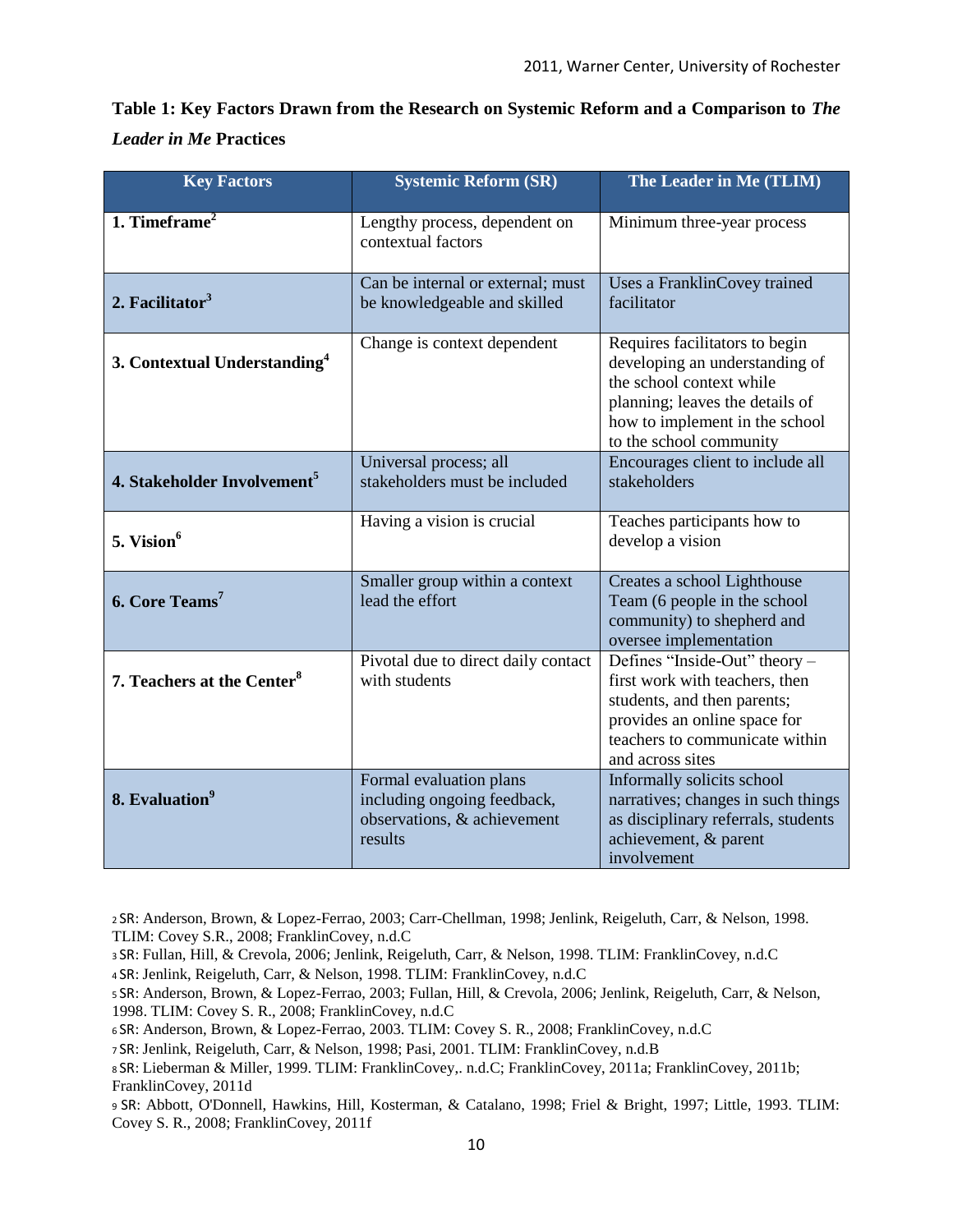**Table 1: Key Factors Drawn from the Research on Systemic Reform and a Comparison to *The Leader in Me* Practices**

| Key Factors | Systemic Reform (SR) | The Leader in Me (TLIM) |
|---|---|---|
| **1. Timeframe**[2] | Lengthy process, dependent on contextual factors | Minimum three-year process |
| **2. Facilitator**[3] | Can be internal or external; must be knowledgeable and skilled | Uses a FranklinCovey trained facilitator |
| **3. Contextual Understanding**[4] | Change is context dependent | Requires facilitators to begin developing an understanding of the school context while planning; leaves the details of how to implement in the school to the school community |
| **4. Stakeholder Involvement**[5] | Universal process; all stakeholders must be included | Encourages client to include all stakeholders |
| **5. Vision**[6] | Having a vision is crucial | Teaches participants how to develop a vision |
| **6. Core Teams**[7] | Smaller group within a context lead the effort | Creates a school Lighthouse Team (6 people in the school community) to shepherd and oversee implementation |
| **7. Teachers at the Center**[8] | Pivotal due to direct daily contact with students | Defines "Inside-Out" theory – first work with teachers, then students, and then parents; provides an online space for teachers to communicate within and across sites |
| **8. Evaluation**[9] | Formal evaluation plans including ongoing feedback, observations, & achievement results | Informally solicits school narratives; changes in such things as disciplinary referrals, students achievement, & parent involvement |

[2] SR: Anderson, Brown, & Lopez-Ferrao, 2003; Carr-Chellman, 1998; Jenlink, Reigeluth, Carr, & Nelson, 1998. TLIM: Covey S.R., 2008; FranklinCovey, n.d.C

[3] SR: Fullan, Hill, & Crevola, 2006; Jenlink, Reigeluth, Carr, & Nelson, 1998. TLIM: FranklinCovey, n.d.C

[4] SR: Jenlink, Reigeluth, Carr, & Nelson, 1998. TLIM: FranklinCovey, n.d.C

[5] SR: Anderson, Brown, & Lopez-Ferrao, 2003; Fullan, Hill, & Crevola, 2006; Jenlink, Reigeluth, Carr, & Nelson, 1998. TLIM: Covey S. R., 2008; FranklinCovey, n.d.C

[6] SR: Anderson, Brown, & Lopez-Ferrao, 2003. TLIM: Covey S. R., 2008; FranklinCovey, n.d.C

[7] SR: Jenlink, Reigeluth, Carr, & Nelson, 1998; Pasi, 2001. TLIM: FranklinCovey, n.d.B

[8] SR: Lieberman & Miller, 1999. TLIM: FranklinCovey,. n.d.C; FranklinCovey, 2011a; FranklinCovey, 2011b; FranklinCovey, 2011d

[9] SR: Abbott, O'Donnell, Hawkins, Hill, Kosterman, & Catalano, 1998; Friel & Bright, 1997; Little, 1993. TLIM: Covey S. R., 2008; FranklinCovey, 2011f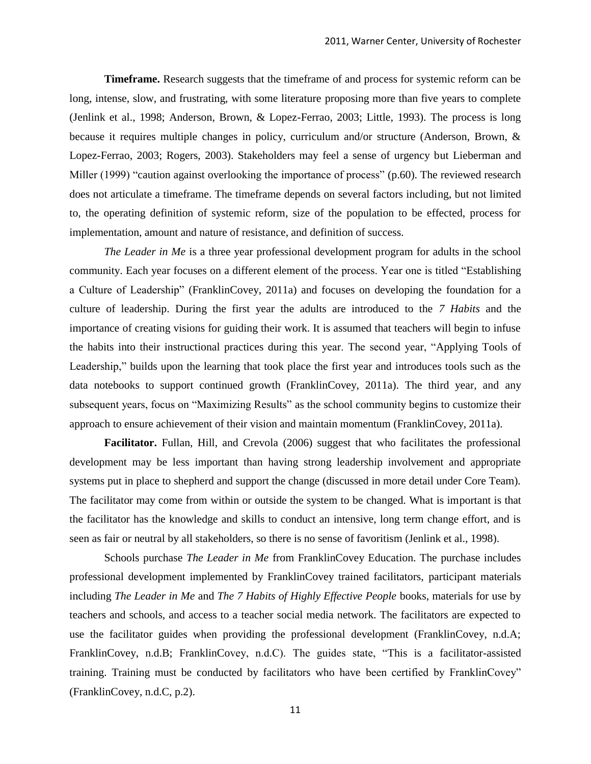**Timeframe.** Research suggests that the timeframe of and process for systemic reform can be long, intense, slow, and frustrating, with some literature proposing more than five years to complete (Jenlink et al., 1998; Anderson, Brown, & Lopez-Ferrao, 2003; Little, 1993). The process is long because it requires multiple changes in policy, curriculum and/or structure (Anderson, Brown, & Lopez-Ferrao, 2003; Rogers, 2003). Stakeholders may feel a sense of urgency but Lieberman and Miller (1999) "caution against overlooking the importance of process" (p.60). The reviewed research does not articulate a timeframe. The timeframe depends on several factors including, but not limited to, the operating definition of systemic reform, size of the population to be effected, process for implementation, amount and nature of resistance, and definition of success.

*The Leader in Me* is a three year professional development program for adults in the school community. Each year focuses on a different element of the process. Year one is titled "Establishing a Culture of Leadership" (FranklinCovey, 2011a) and focuses on developing the foundation for a culture of leadership. During the first year the adults are introduced to the *7 Habits* and the importance of creating visions for guiding their work. It is assumed that teachers will begin to infuse the habits into their instructional practices during this year. The second year, "Applying Tools of Leadership," builds upon the learning that took place the first year and introduces tools such as the data notebooks to support continued growth (FranklinCovey, 2011a). The third year, and any subsequent years, focus on "Maximizing Results" as the school community begins to customize their approach to ensure achievement of their vision and maintain momentum (FranklinCovey, 2011a).

**Facilitator.** Fullan, Hill, and Crevola (2006) suggest that who facilitates the professional development may be less important than having strong leadership involvement and appropriate systems put in place to shepherd and support the change (discussed in more detail under Core Team). The facilitator may come from within or outside the system to be changed. What is important is that the facilitator has the knowledge and skills to conduct an intensive, long term change effort, and is seen as fair or neutral by all stakeholders, so there is no sense of favoritism (Jenlink et al., 1998).

Schools purchase *The Leader in Me* from FranklinCovey Education. The purchase includes professional development implemented by FranklinCovey trained facilitators, participant materials including *The Leader in Me* and *The 7 Habits of Highly Effective People* books, materials for use by teachers and schools, and access to a teacher social media network. The facilitators are expected to use the facilitator guides when providing the professional development (FranklinCovey, n.d.A; FranklinCovey, n.d.B; FranklinCovey, n.d.C). The guides state, "This is a facilitator-assisted training. Training must be conducted by facilitators who have been certified by FranklinCovey" (FranklinCovey, n.d.C, p.2).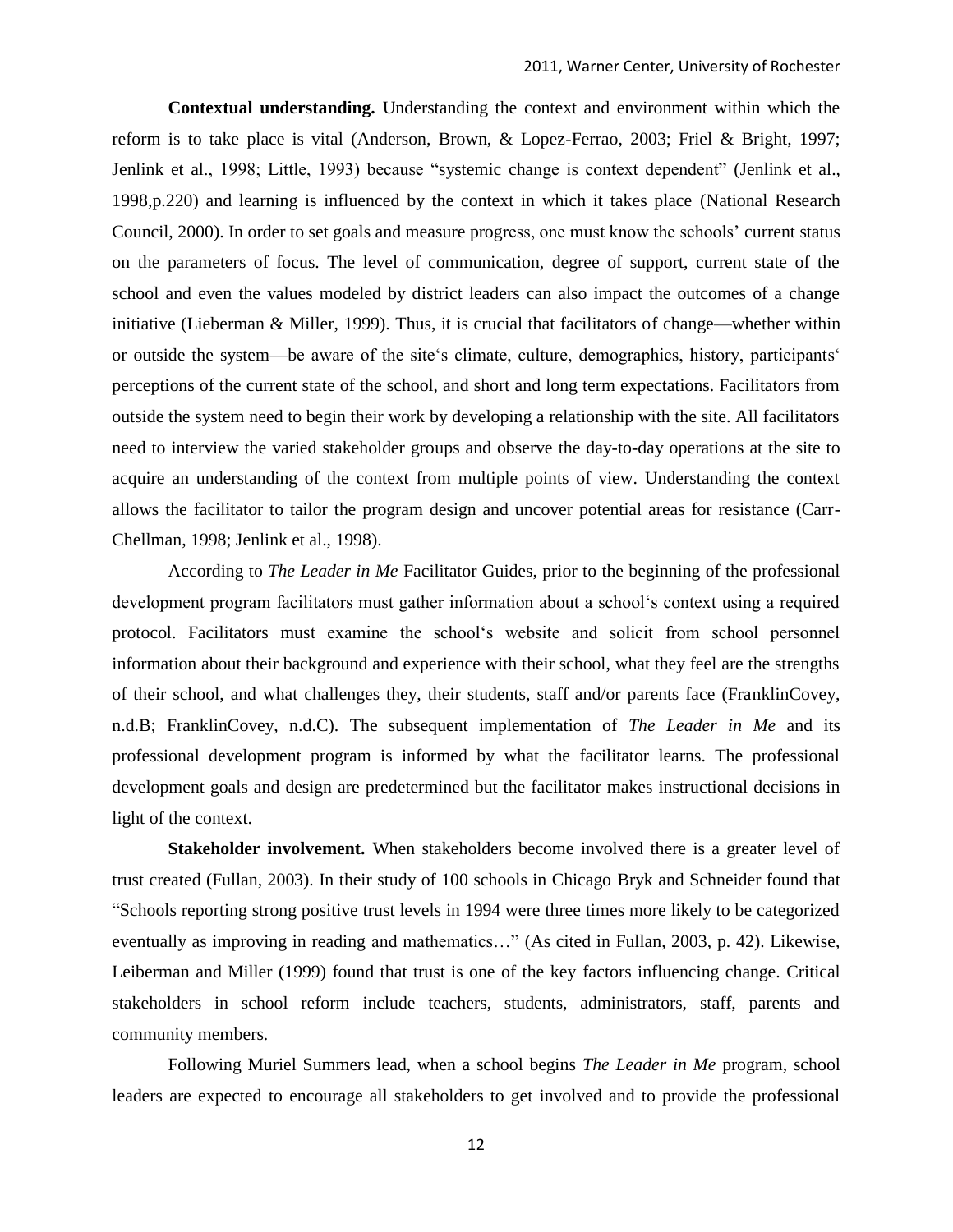**Contextual understanding.** Understanding the context and environment within which the reform is to take place is vital (Anderson, Brown, & Lopez-Ferrao, 2003; Friel & Bright, 1997; Jenlink et al., 1998; Little, 1993) because "systemic change is context dependent" (Jenlink et al., 1998,p.220) and learning is influenced by the context in which it takes place (National Research Council, 2000). In order to set goals and measure progress, one must know the schools' current status on the parameters of focus. The level of communication, degree of support, current state of the school and even the values modeled by district leaders can also impact the outcomes of a change initiative (Lieberman & Miller, 1999). Thus, it is crucial that facilitators of change—whether within or outside the system—be aware of the site's climate, culture, demographics, history, participants' perceptions of the current state of the school, and short and long term expectations. Facilitators from outside the system need to begin their work by developing a relationship with the site. All facilitators need to interview the varied stakeholder groups and observe the day-to-day operations at the site to acquire an understanding of the context from multiple points of view. Understanding the context allows the facilitator to tailor the program design and uncover potential areas for resistance (Carr-Chellman, 1998; Jenlink et al., 1998).

According to *The Leader in Me* Facilitator Guides, prior to the beginning of the professional development program facilitators must gather information about a school's context using a required protocol. Facilitators must examine the school's website and solicit from school personnel information about their background and experience with their school, what they feel are the strengths of their school, and what challenges they, their students, staff and/or parents face (FranklinCovey, n.d.B; FranklinCovey, n.d.C). The subsequent implementation of *The Leader in Me* and its professional development program is informed by what the facilitator learns. The professional development goals and design are predetermined but the facilitator makes instructional decisions in light of the context.

**Stakeholder involvement.** When stakeholders become involved there is a greater level of trust created (Fullan, 2003). In their study of 100 schools in Chicago Bryk and Schneider found that "Schools reporting strong positive trust levels in 1994 were three times more likely to be categorized eventually as improving in reading and mathematics…" (As cited in Fullan, 2003, p. 42). Likewise, Leiberman and Miller (1999) found that trust is one of the key factors influencing change. Critical stakeholders in school reform include teachers, students, administrators, staff, parents and community members.

Following Muriel Summers lead, when a school begins *The Leader in Me* program, school leaders are expected to encourage all stakeholders to get involved and to provide the professional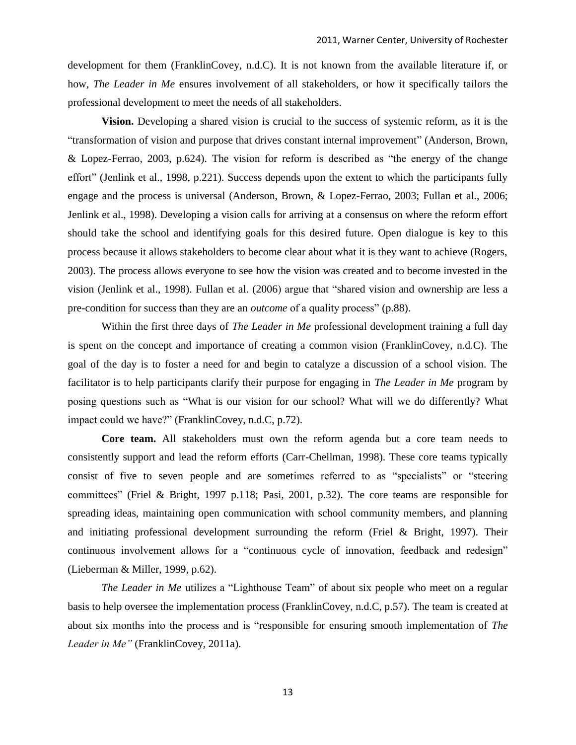development for them (FranklinCovey, n.d.C). It is not known from the available literature if, or how, *The Leader in Me* ensures involvement of all stakeholders, or how it specifically tailors the professional development to meet the needs of all stakeholders.

**Vision.** Developing a shared vision is crucial to the success of systemic reform, as it is the "transformation of vision and purpose that drives constant internal improvement" (Anderson, Brown, & Lopez-Ferrao, 2003, p.624). The vision for reform is described as "the energy of the change effort" (Jenlink et al., 1998, p.221). Success depends upon the extent to which the participants fully engage and the process is universal (Anderson, Brown, & Lopez-Ferrao, 2003; Fullan et al., 2006; Jenlink et al., 1998). Developing a vision calls for arriving at a consensus on where the reform effort should take the school and identifying goals for this desired future. Open dialogue is key to this process because it allows stakeholders to become clear about what it is they want to achieve (Rogers, 2003). The process allows everyone to see how the vision was created and to become invested in the vision (Jenlink et al., 1998). Fullan et al. (2006) argue that "shared vision and ownership are less a pre-condition for success than they are an *outcome* of a quality process" (p.88).

Within the first three days of *The Leader in Me* professional development training a full day is spent on the concept and importance of creating a common vision (FranklinCovey, n.d.C). The goal of the day is to foster a need for and begin to catalyze a discussion of a school vision. The facilitator is to help participants clarify their purpose for engaging in *The Leader in Me* program by posing questions such as "What is our vision for our school? What will we do differently? What impact could we have?" (FranklinCovey, n.d.C, p.72).

**Core team.** All stakeholders must own the reform agenda but a core team needs to consistently support and lead the reform efforts (Carr-Chellman, 1998). These core teams typically consist of five to seven people and are sometimes referred to as "specialists" or "steering committees" (Friel & Bright, 1997 p.118; Pasi, 2001, p.32). The core teams are responsible for spreading ideas, maintaining open communication with school community members, and planning and initiating professional development surrounding the reform (Friel & Bright, 1997). Their continuous involvement allows for a "continuous cycle of innovation, feedback and redesign" (Lieberman & Miller, 1999, p.62).

*The Leader in Me* utilizes a "Lighthouse Team" of about six people who meet on a regular basis to help oversee the implementation process (FranklinCovey, n.d.C, p.57). The team is created at about six months into the process and is "responsible for ensuring smooth implementation of *The Leader in Me"* (FranklinCovey, 2011a).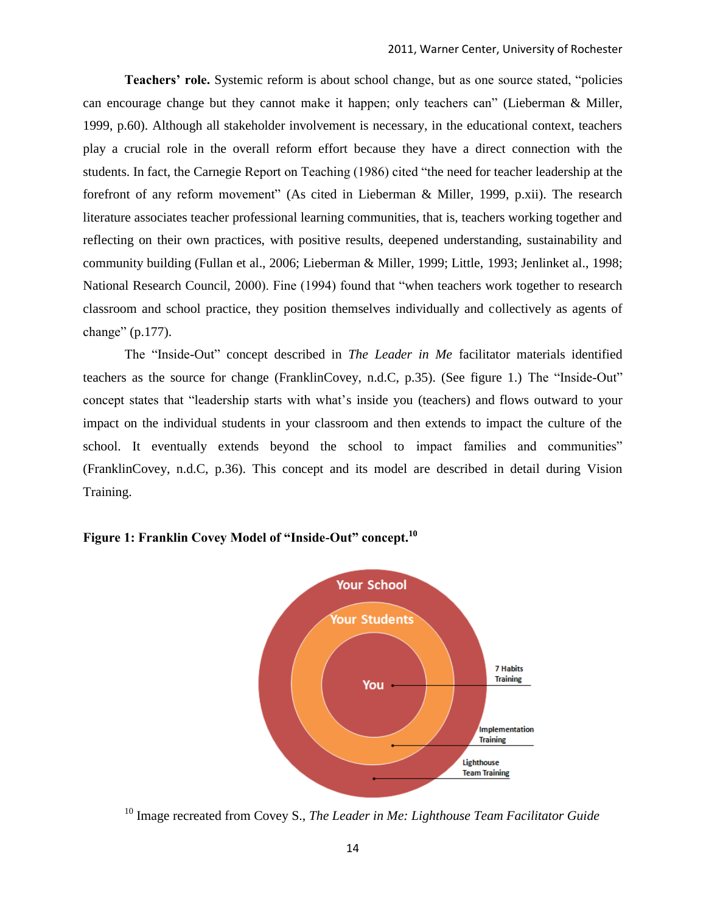**Teachers' role.** Systemic reform is about school change, but as one source stated, "policies can encourage change but they cannot make it happen; only teachers can" (Lieberman & Miller, 1999, p.60). Although all stakeholder involvement is necessary, in the educational context, teachers play a crucial role in the overall reform effort because they have a direct connection with the students. In fact, the Carnegie Report on Teaching (1986) cited "the need for teacher leadership at the forefront of any reform movement" (As cited in Lieberman & Miller, 1999, p.xii). The research literature associates teacher professional learning communities, that is, teachers working together and reflecting on their own practices, with positive results, deepened understanding, sustainability and community building (Fullan et al., 2006; Lieberman & Miller, 1999; Little, 1993; Jenlinket al., 1998; National Research Council, 2000). Fine (1994) found that "when teachers work together to research classroom and school practice, they position themselves individually and collectively as agents of change" (p.177).

The "Inside-Out" concept described in *The Leader in Me* facilitator materials identified teachers as the source for change (FranklinCovey, n.d.C, p.35). (See figure 1.) The "Inside-Out" concept states that "leadership starts with what's inside you (teachers) and flows outward to your impact on the individual students in your classroom and then extends to impact the culture of the school. It eventually extends beyond the school to impact families and communities" (FranklinCovey, n.d.C, p.36). This concept and its model are described in detail during Vision Training.

**Figure 1: Franklin Covey Model of "Inside-Out" concept.**[10]

Your School

Your Students

You

7 Habits Training

Implementation Training

Lighthouse Team Training

[10] Image recreated from Covey S., *The Leader in Me: Lighthouse Team Facilitator Guide*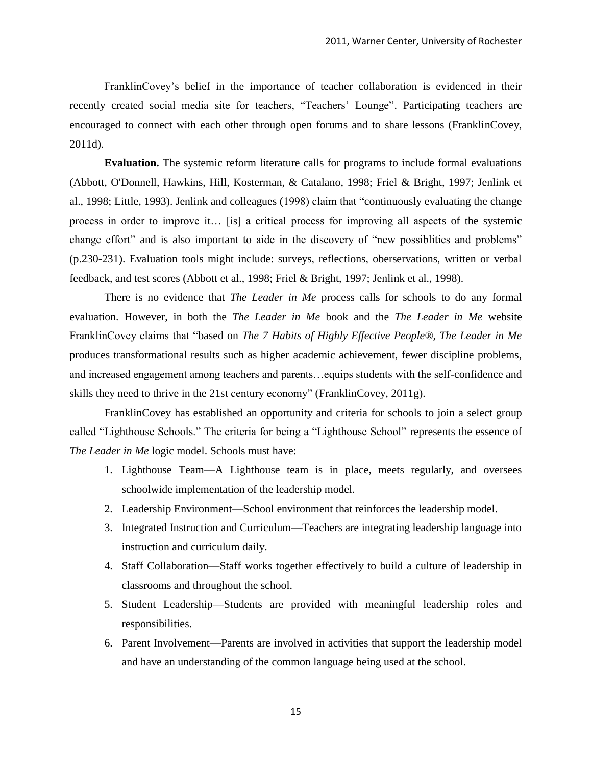FranklinCovey's belief in the importance of teacher collaboration is evidenced in their recently created social media site for teachers, "Teachers' Lounge". Participating teachers are encouraged to connect with each other through open forums and to share lessons (FranklinCovey, 2011d).

**Evaluation.** The systemic reform literature calls for programs to include formal evaluations (Abbott, O'Donnell, Hawkins, Hill, Kosterman, & Catalano, 1998; Friel & Bright, 1997; Jenlink et al., 1998; Little, 1993). Jenlink and colleagues (1998) claim that "continuously evaluating the change process in order to improve it… [is] a critical process for improving all aspects of the systemic change effort" and is also important to aide in the discovery of "new possiblities and problems" (p.230-231). Evaluation tools might include: surveys, reflections, oberservations, written or verbal feedback, and test scores (Abbott et al., 1998; Friel & Bright, 1997; Jenlink et al., 1998).

There is no evidence that *The Leader in Me* process calls for schools to do any formal evaluation. However, in both the *The Leader in Me* book and the *The Leader in Me* website FranklinCovey claims that "based on *The 7 Habits of Highly Effective People®*, *The Leader in Me* produces transformational results such as higher academic achievement, fewer discipline problems, and increased engagement among teachers and parents…equips students with the self-confidence and skills they need to thrive in the 21st century economy" (FranklinCovey, 2011g).

FranklinCovey has established an opportunity and criteria for schools to join a select group called "Lighthouse Schools." The criteria for being a "Lighthouse School" represents the essence of *The Leader in Me* logic model. Schools must have:

1. Lighthouse Team—A Lighthouse team is in place, meets regularly, and oversees schoolwide implementation of the leadership model.
2. Leadership Environment—School environment that reinforces the leadership model.
3. Integrated Instruction and Curriculum—Teachers are integrating leadership language into instruction and curriculum daily.
4. Staff Collaboration—Staff works together effectively to build a culture of leadership in classrooms and throughout the school.
5. Student Leadership—Students are provided with meaningful leadership roles and responsibilities.
6. Parent Involvement—Parents are involved in activities that support the leadership model and have an understanding of the common language being used at the school.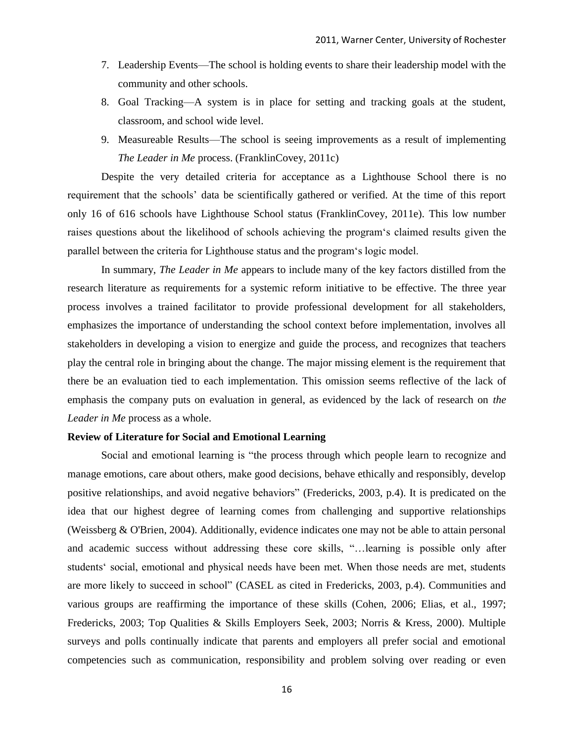7. Leadership Events—The school is holding events to share their leadership model with the community and other schools.
8. Goal Tracking—A system is in place for setting and tracking goals at the student, classroom, and school wide level.
9. Measureable Results—The school is seeing improvements as a result of implementing *The Leader in Me* process. (FranklinCovey, 2011c)

Despite the very detailed criteria for acceptance as a Lighthouse School there is no requirement that the schools' data be scientifically gathered or verified. At the time of this report only 16 of 616 schools have Lighthouse School status (FranklinCovey, 2011e). This low number raises questions about the likelihood of schools achieving the program‘s claimed results given the parallel between the criteria for Lighthouse status and the program‘s logic model.

In summary, *The Leader in Me* appears to include many of the key factors distilled from the research literature as requirements for a systemic reform initiative to be effective. The three year process involves a trained facilitator to provide professional development for all stakeholders, emphasizes the importance of understanding the school context before implementation, involves all stakeholders in developing a vision to energize and guide the process, and recognizes that teachers play the central role in bringing about the change. The major missing element is the requirement that there be an evaluation tied to each implementation. This omission seems reflective of the lack of emphasis the company puts on evaluation in general, as evidenced by the lack of research on *the Leader in Me* process as a whole.

**Review of Literature for Social and Emotional Learning**

Social and emotional learning is "the process through which people learn to recognize and manage emotions, care about others, make good decisions, behave ethically and responsibly, develop positive relationships, and avoid negative behaviors" (Fredericks, 2003, p.4). It is predicated on the idea that our highest degree of learning comes from challenging and supportive relationships (Weissberg & O'Brien, 2004). Additionally, evidence indicates one may not be able to attain personal and academic success without addressing these core skills, "…learning is possible only after students‘ social, emotional and physical needs have been met. When those needs are met, students are more likely to succeed in school" (CASEL as cited in Fredericks, 2003, p.4). Communities and various groups are reaffirming the importance of these skills (Cohen, 2006; Elias, et al., 1997; Fredericks, 2003; Top Qualities & Skills Employers Seek, 2003; Norris & Kress, 2000). Multiple surveys and polls continually indicate that parents and employers all prefer social and emotional competencies such as communication, responsibility and problem solving over reading or even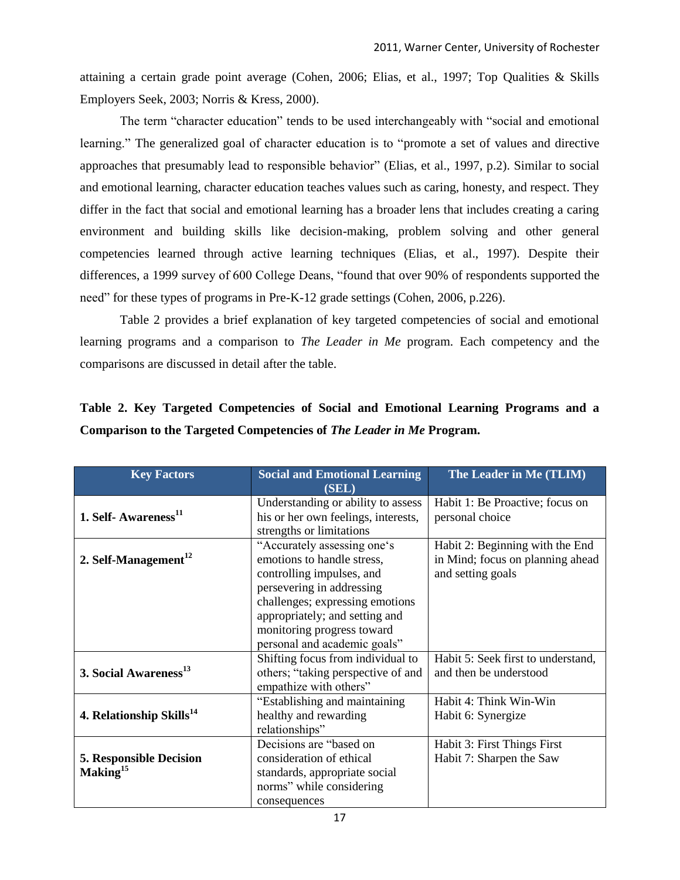attaining a certain grade point average (Cohen, 2006; Elias, et al., 1997; Top Qualities & Skills Employers Seek, 2003; Norris & Kress, 2000).

The term "character education" tends to be used interchangeably with "social and emotional learning." The generalized goal of character education is to "promote a set of values and directive approaches that presumably lead to responsible behavior" (Elias, et al., 1997, p.2). Similar to social and emotional learning, character education teaches values such as caring, honesty, and respect. They differ in the fact that social and emotional learning has a broader lens that includes creating a caring environment and building skills like decision-making, problem solving and other general competencies learned through active learning techniques (Elias, et al., 1997). Despite their differences, a 1999 survey of 600 College Deans, "found that over 90% of respondents supported the need" for these types of programs in Pre-K-12 grade settings (Cohen, 2006, p.226).

Table 2 provides a brief explanation of key targeted competencies of social and emotional learning programs and a comparison to *The Leader in Me* program. Each competency and the comparisons are discussed in detail after the table.

**Table 2. Key Targeted Competencies of Social and Emotional Learning Programs and a Comparison to the Targeted Competencies of *The Leader in Me* Program.**

| Key Factors | Social and Emotional Learning (SEL) | The Leader in Me (TLIM) |
|---|---|---|
| **1. Self- Awareness[11]** | Understanding or ability to assess his or her own feelings, interests, strengths or limitations | Habit 1: Be Proactive; focus on personal choice |
| **2. Self-Management[12]** | "Accurately assessing one's emotions to handle stress, controlling impulses, and persevering in addressing challenges; expressing emotions appropriately; and setting and monitoring progress toward personal and academic goals" | Habit 2: Beginning with the End in Mind; focus on planning ahead and setting goals |
| **3. Social Awareness[13]** | Shifting focus from individual to others; "taking perspective of and empathize with others" | Habit 5: Seek first to understand, and then be understood |
| **4. Relationship Skills[14]** | "Establishing and maintaining healthy and rewarding relationships" | Habit 4: Think Win-Win<br>Habit 6: Synergize |
| **5. Responsible Decision Making[15]** | Decisions are "based on consideration of ethical standards, appropriate social norms" while considering consequences | Habit 3: First Things First<br>Habit 7: Sharpen the Saw |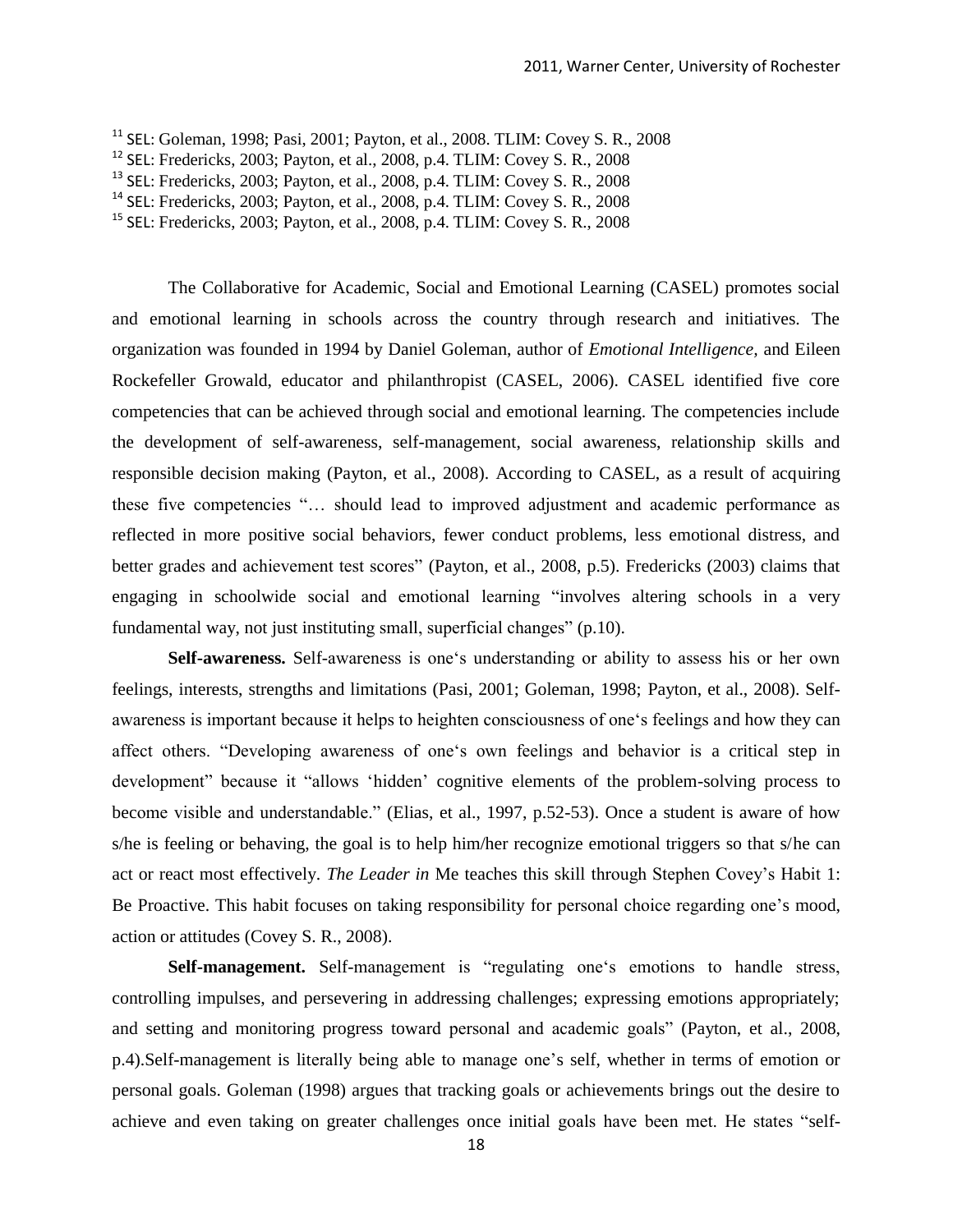[11] SEL: Goleman, 1998; Pasi, 2001; Payton, et al., 2008. TLIM: Covey S. R., 2008
[12] SEL: Fredericks, 2003; Payton, et al., 2008, p.4. TLIM: Covey S. R., 2008
[13] SEL: Fredericks, 2003; Payton, et al., 2008, p.4. TLIM: Covey S. R., 2008
[14] SEL: Fredericks, 2003; Payton, et al., 2008, p.4. TLIM: Covey S. R., 2008
[15] SEL: Fredericks, 2003; Payton, et al., 2008, p.4. TLIM: Covey S. R., 2008

The Collaborative for Academic, Social and Emotional Learning (CASEL) promotes social and emotional learning in schools across the country through research and initiatives. The organization was founded in 1994 by Daniel Goleman, author of *Emotional Intelligence,* and Eileen Rockefeller Growald, educator and philanthropist (CASEL, 2006). CASEL identified five core competencies that can be achieved through social and emotional learning. The competencies include the development of self-awareness, self-management, social awareness, relationship skills and responsible decision making (Payton, et al., 2008). According to CASEL, as a result of acquiring these five competencies "… should lead to improved adjustment and academic performance as reflected in more positive social behaviors, fewer conduct problems, less emotional distress, and better grades and achievement test scores" (Payton, et al., 2008, p.5). Fredericks (2003) claims that engaging in schoolwide social and emotional learning "involves altering schools in a very fundamental way, not just instituting small, superficial changes" (p.10).

**Self-awareness.** Self-awareness is one's understanding or ability to assess his or her own feelings, interests, strengths and limitations (Pasi, 2001; Goleman, 1998; Payton, et al., 2008). Self-awareness is important because it helps to heighten consciousness of one's feelings and how they can affect others. "Developing awareness of one's own feelings and behavior is a critical step in development" because it "allows 'hidden' cognitive elements of the problem-solving process to become visible and understandable." (Elias, et al., 1997, p.52-53). Once a student is aware of how s/he is feeling or behaving, the goal is to help him/her recognize emotional triggers so that s/he can act or react most effectively. *The Leader in* Me teaches this skill through Stephen Covey's Habit 1: Be Proactive. This habit focuses on taking responsibility for personal choice regarding one's mood, action or attitudes (Covey S. R., 2008).

**Self-management.** Self-management is "regulating one's emotions to handle stress, controlling impulses, and persevering in addressing challenges; expressing emotions appropriately; and setting and monitoring progress toward personal and academic goals" (Payton, et al., 2008, p.4).Self-management is literally being able to manage one's self, whether in terms of emotion or personal goals. Goleman (1998) argues that tracking goals or achievements brings out the desire to achieve and even taking on greater challenges once initial goals have been met. He states "self-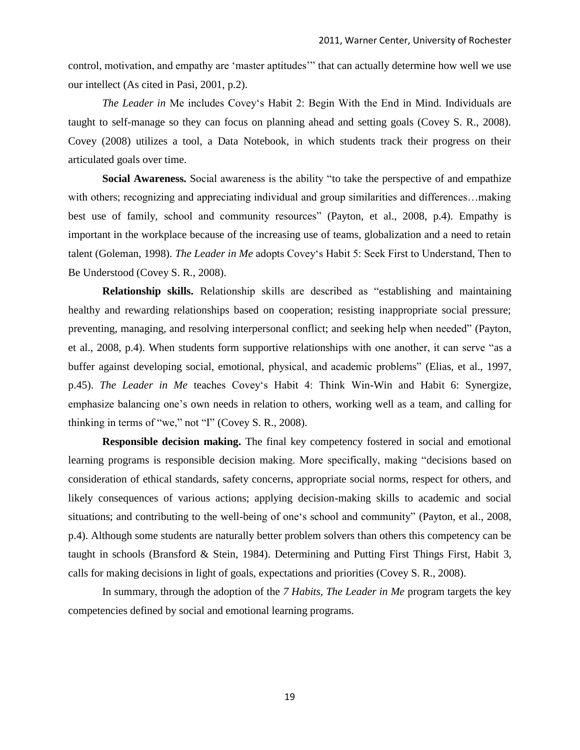control, motivation, and empathy are 'master aptitudes'" that can actually determine how well we use our intellect (As cited in Pasi, 2001, p.2).

*The Leader in* Me includes Covey's Habit 2: Begin With the End in Mind. Individuals are taught to self-manage so they can focus on planning ahead and setting goals (Covey S. R., 2008). Covey (2008) utilizes a tool, a Data Notebook, in which students track their progress on their articulated goals over time.

**Social Awareness.** Social awareness is the ability "to take the perspective of and empathize with others; recognizing and appreciating individual and group similarities and differences…making best use of family, school and community resources" (Payton, et al., 2008, p.4). Empathy is important in the workplace because of the increasing use of teams, globalization and a need to retain talent (Goleman, 1998). *The Leader in Me* adopts Covey's Habit 5: Seek First to Understand, Then to Be Understood (Covey S. R., 2008).

**Relationship skills.** Relationship skills are described as "establishing and maintaining healthy and rewarding relationships based on cooperation; resisting inappropriate social pressure; preventing, managing, and resolving interpersonal conflict; and seeking help when needed" (Payton, et al., 2008, p.4). When students form supportive relationships with one another, it can serve "as a buffer against developing social, emotional, physical, and academic problems" (Elias, et al., 1997, p.45). *The Leader in Me* teaches Covey's Habit 4: Think Win-Win and Habit 6: Synergize, emphasize balancing one's own needs in relation to others, working well as a team, and calling for thinking in terms of "we," not "I" (Covey S. R., 2008).

**Responsible decision making.** The final key competency fostered in social and emotional learning programs is responsible decision making. More specifically, making "decisions based on consideration of ethical standards, safety concerns, appropriate social norms, respect for others, and likely consequences of various actions; applying decision-making skills to academic and social situations; and contributing to the well-being of one's school and community" (Payton, et al., 2008, p.4). Although some students are naturally better problem solvers than others this competency can be taught in schools (Bransford & Stein, 1984). Determining and Putting First Things First, Habit 3, calls for making decisions in light of goals, expectations and priorities (Covey S. R., 2008).

In summary, through the adoption of the *7 Habits*, *The Leader in Me* program targets the key competencies defined by social and emotional learning programs.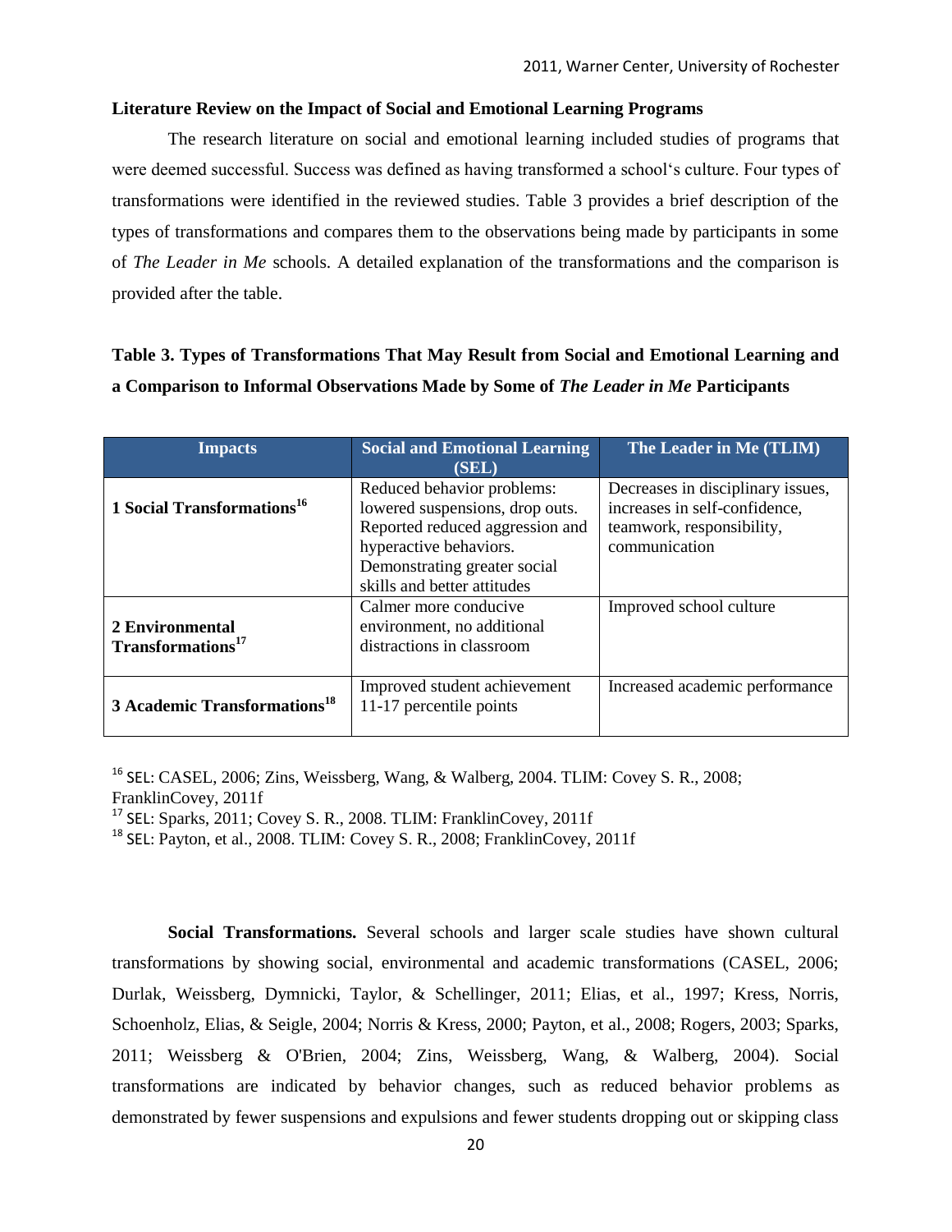**Literature Review on the Impact of Social and Emotional Learning Programs**

The research literature on social and emotional learning included studies of programs that were deemed successful. Success was defined as having transformed a school's culture. Four types of transformations were identified in the reviewed studies. Table 3 provides a brief description of the types of transformations and compares them to the observations being made by participants in some of *The Leader in Me* schools. A detailed explanation of the transformations and the comparison is provided after the table.

**Table 3. Types of Transformations That May Result from Social and Emotional Learning and a Comparison to Informal Observations Made by Some of *The Leader in Me* Participants**

| Impacts | Social and Emotional Learning (SEL) | The Leader in Me (TLIM) |
|---|---|---|
| **1 Social Transformations**[16] | Reduced behavior problems: lowered suspensions, drop outs. Reported reduced aggression and hyperactive behaviors. Demonstrating greater social skills and better attitudes | Decreases in disciplinary issues, increases in self-confidence, teamwork, responsibility, communication |
| **2 Environmental Transformations**[17] | Calmer more conducive environment, no additional distractions in classroom | Improved school culture |
| **3 Academic Transformations**[18] | Improved student achievement 11-17 percentile points | Increased academic performance |

[16] SEL: CASEL, 2006; Zins, Weissberg, Wang, & Walberg, 2004. TLIM: Covey S. R., 2008; FranklinCovey, 2011f

[17] SEL: Sparks, 2011; Covey S. R., 2008. TLIM: FranklinCovey, 2011f

[18] SEL: Payton, et al., 2008. TLIM: Covey S. R., 2008; FranklinCovey, 2011f

**Social Transformations.** Several schools and larger scale studies have shown cultural transformations by showing social, environmental and academic transformations (CASEL, 2006; Durlak, Weissberg, Dymnicki, Taylor, & Schellinger, 2011; Elias, et al., 1997; Kress, Norris, Schoenholz, Elias, & Seigle, 2004; Norris & Kress, 2000; Payton, et al., 2008; Rogers, 2003; Sparks, 2011; Weissberg & O'Brien, 2004; Zins, Weissberg, Wang, & Walberg, 2004). Social transformations are indicated by behavior changes, such as reduced behavior problems as demonstrated by fewer suspensions and expulsions and fewer students dropping out or skipping class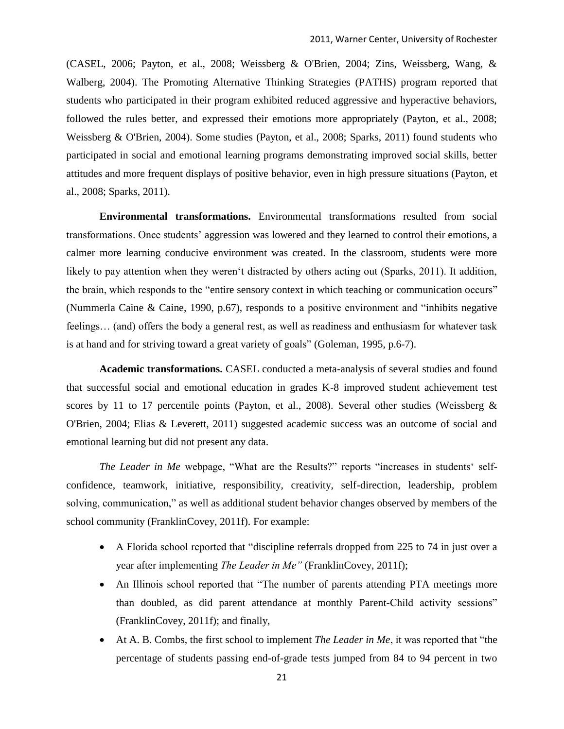(CASEL, 2006; Payton, et al., 2008; Weissberg & O'Brien, 2004; Zins, Weissberg, Wang, & Walberg, 2004). The Promoting Alternative Thinking Strategies (PATHS) program reported that students who participated in their program exhibited reduced aggressive and hyperactive behaviors, followed the rules better, and expressed their emotions more appropriately (Payton, et al., 2008; Weissberg & O'Brien, 2004). Some studies (Payton, et al., 2008; Sparks, 2011) found students who participated in social and emotional learning programs demonstrating improved social skills, better attitudes and more frequent displays of positive behavior, even in high pressure situations (Payton, et al., 2008; Sparks, 2011).

**Environmental transformations.** Environmental transformations resulted from social transformations. Once students' aggression was lowered and they learned to control their emotions, a calmer more learning conducive environment was created. In the classroom, students were more likely to pay attention when they weren't distracted by others acting out (Sparks, 2011). It addition, the brain, which responds to the "entire sensory context in which teaching or communication occurs" (Nummerla Caine & Caine, 1990, p.67), responds to a positive environment and "inhibits negative feelings… (and) offers the body a general rest, as well as readiness and enthusiasm for whatever task is at hand and for striving toward a great variety of goals" (Goleman, 1995, p.6-7).

**Academic transformations.** CASEL conducted a meta-analysis of several studies and found that successful social and emotional education in grades K-8 improved student achievement test scores by 11 to 17 percentile points (Payton, et al., 2008). Several other studies (Weissberg & O'Brien, 2004; Elias & Leverett, 2011) suggested academic success was an outcome of social and emotional learning but did not present any data.

*The Leader in Me* webpage, "What are the Results?" reports "increases in students' self-confidence, teamwork, initiative, responsibility, creativity, self-direction, leadership, problem solving, communication," as well as additional student behavior changes observed by members of the school community (FranklinCovey, 2011f). For example:

- A Florida school reported that "discipline referrals dropped from 225 to 74 in just over a year after implementing *The Leader in Me"* (FranklinCovey, 2011f);
- An Illinois school reported that "The number of parents attending PTA meetings more than doubled, as did parent attendance at monthly Parent-Child activity sessions" (FranklinCovey, 2011f); and finally,
- At A. B. Combs, the first school to implement *The Leader in Me*, it was reported that "the percentage of students passing end-of-grade tests jumped from 84 to 94 percent in two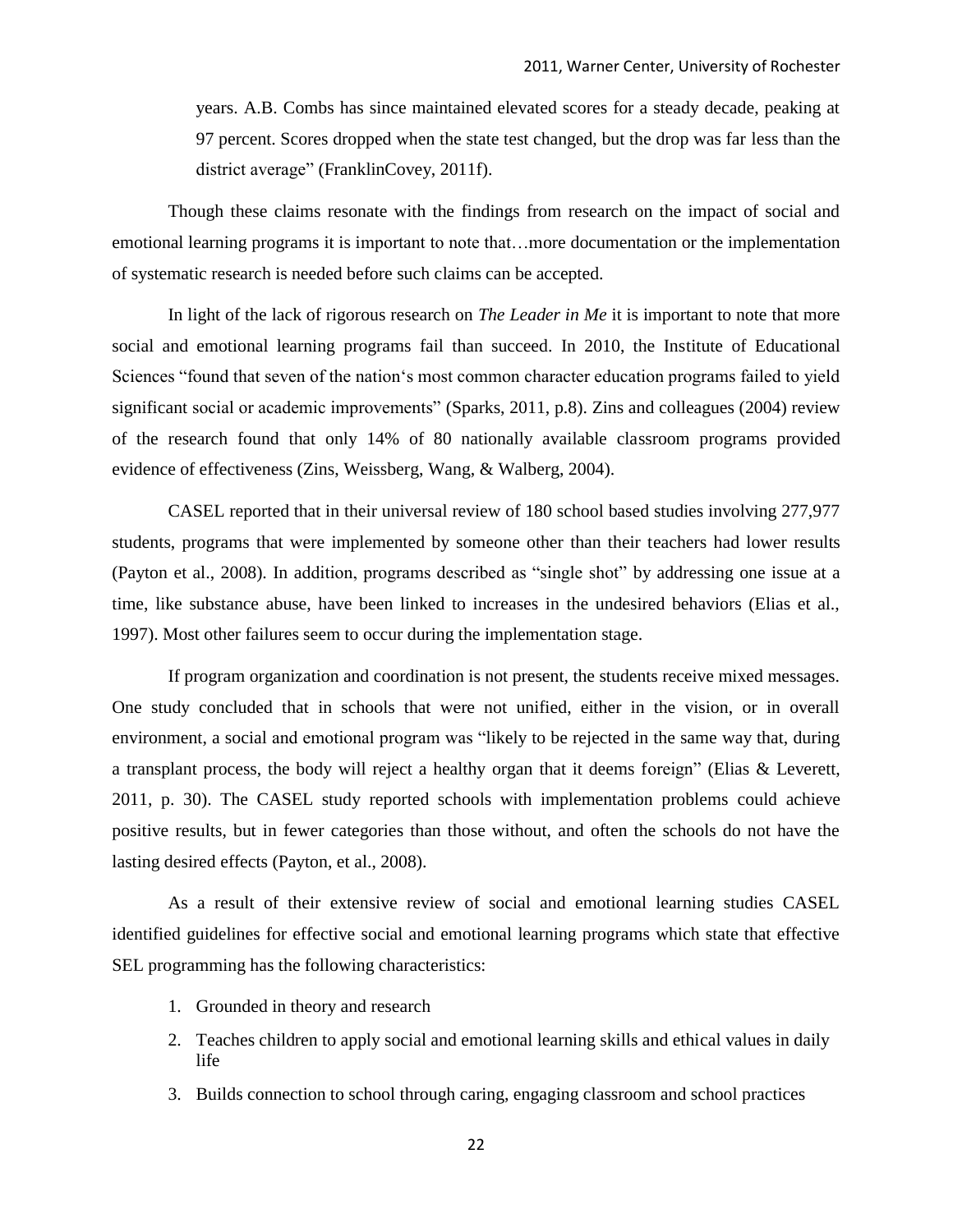years. A.B. Combs has since maintained elevated scores for a steady decade, peaking at 97 percent. Scores dropped when the state test changed, but the drop was far less than the district average" (FranklinCovey, 2011f).

Though these claims resonate with the findings from research on the impact of social and emotional learning programs it is important to note that…more documentation or the implementation of systematic research is needed before such claims can be accepted.

In light of the lack of rigorous research on *The Leader in Me* it is important to note that more social and emotional learning programs fail than succeed. In 2010, the Institute of Educational Sciences "found that seven of the nation's most common character education programs failed to yield significant social or academic improvements" (Sparks, 2011, p.8). Zins and colleagues (2004) review of the research found that only 14% of 80 nationally available classroom programs provided evidence of effectiveness (Zins, Weissberg, Wang, & Walberg, 2004).

CASEL reported that in their universal review of 180 school based studies involving 277,977 students, programs that were implemented by someone other than their teachers had lower results (Payton et al., 2008). In addition, programs described as "single shot" by addressing one issue at a time, like substance abuse, have been linked to increases in the undesired behaviors (Elias et al., 1997). Most other failures seem to occur during the implementation stage.

If program organization and coordination is not present, the students receive mixed messages. One study concluded that in schools that were not unified, either in the vision, or in overall environment, a social and emotional program was "likely to be rejected in the same way that, during a transplant process, the body will reject a healthy organ that it deems foreign" (Elias & Leverett, 2011, p. 30). The CASEL study reported schools with implementation problems could achieve positive results, but in fewer categories than those without, and often the schools do not have the lasting desired effects (Payton, et al., 2008).

As a result of their extensive review of social and emotional learning studies CASEL identified guidelines for effective social and emotional learning programs which state that effective SEL programming has the following characteristics:

1. Grounded in theory and research
2. Teaches children to apply social and emotional learning skills and ethical values in daily life
3. Builds connection to school through caring, engaging classroom and school practices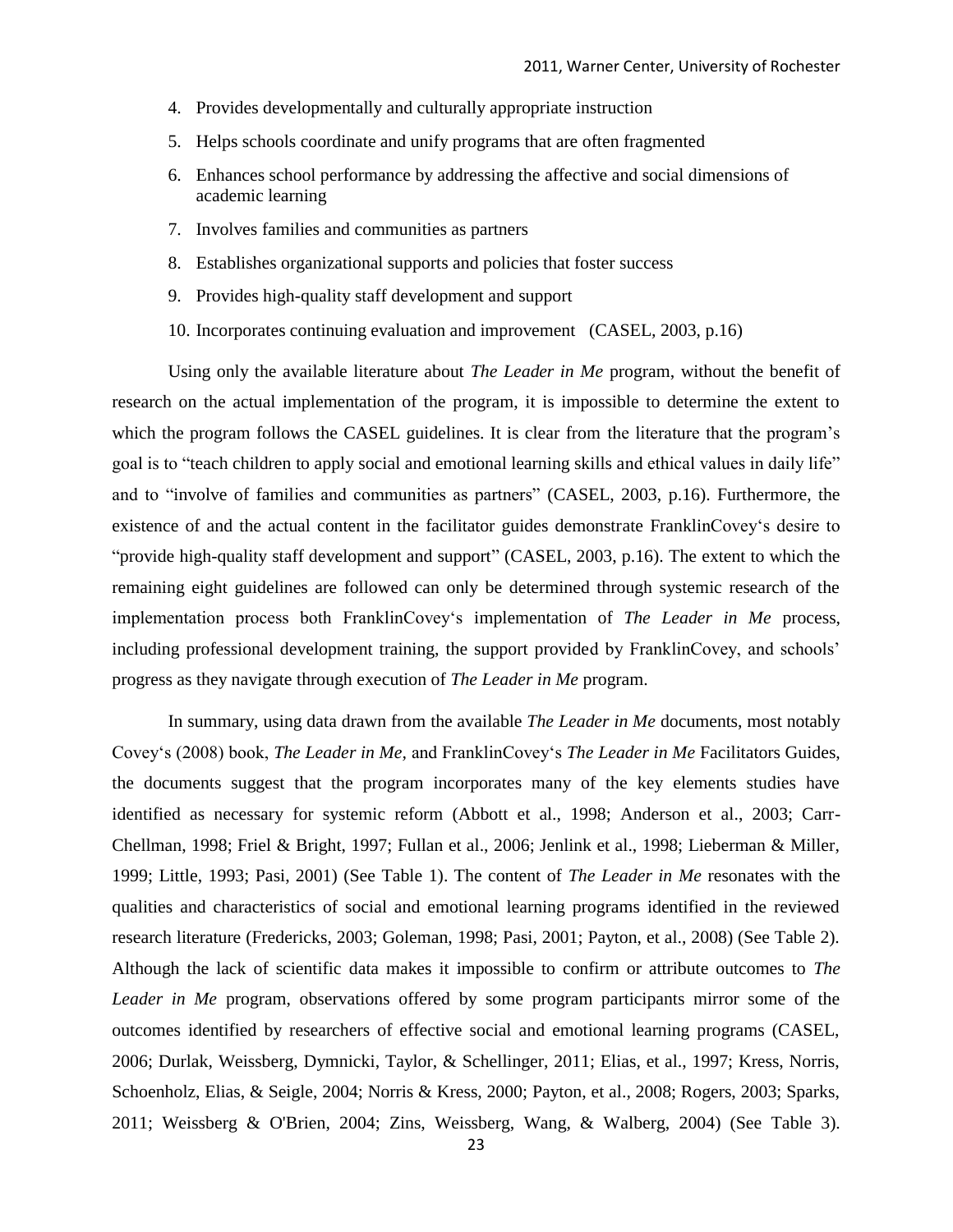4. Provides developmentally and culturally appropriate instruction
5. Helps schools coordinate and unify programs that are often fragmented
6. Enhances school performance by addressing the affective and social dimensions of academic learning
7. Involves families and communities as partners
8. Establishes organizational supports and policies that foster success
9. Provides high-quality staff development and support
10. Incorporates continuing evaluation and improvement (CASEL, 2003, p.16)

Using only the available literature about *The Leader in Me* program, without the benefit of research on the actual implementation of the program, it is impossible to determine the extent to which the program follows the CASEL guidelines. It is clear from the literature that the program's goal is to "teach children to apply social and emotional learning skills and ethical values in daily life" and to "involve of families and communities as partners" (CASEL, 2003, p.16). Furthermore, the existence of and the actual content in the facilitator guides demonstrate FranklinCovey's desire to "provide high-quality staff development and support" (CASEL, 2003, p.16). The extent to which the remaining eight guidelines are followed can only be determined through systemic research of the implementation process both FranklinCovey's implementation of *The Leader in Me* process, including professional development training, the support provided by FranklinCovey, and schools' progress as they navigate through execution of *The Leader in Me* program.

In summary, using data drawn from the available *The Leader in Me* documents, most notably Covey's (2008) book, *The Leader in Me*, and FranklinCovey's *The Leader in Me* Facilitators Guides, the documents suggest that the program incorporates many of the key elements studies have identified as necessary for systemic reform (Abbott et al., 1998; Anderson et al., 2003; Carr-Chellman, 1998; Friel & Bright, 1997; Fullan et al., 2006; Jenlink et al., 1998; Lieberman & Miller, 1999; Little, 1993; Pasi, 2001) (See Table 1). The content of *The Leader in Me* resonates with the qualities and characteristics of social and emotional learning programs identified in the reviewed research literature (Fredericks, 2003; Goleman, 1998; Pasi, 2001; Payton, et al., 2008) (See Table 2). Although the lack of scientific data makes it impossible to confirm or attribute outcomes to *The Leader in Me* program, observations offered by some program participants mirror some of the outcomes identified by researchers of effective social and emotional learning programs (CASEL, 2006; Durlak, Weissberg, Dymnicki, Taylor, & Schellinger, 2011; Elias, et al., 1997; Kress, Norris, Schoenholz, Elias, & Seigle, 2004; Norris & Kress, 2000; Payton, et al., 2008; Rogers, 2003; Sparks, 2011; Weissberg & O'Brien, 2004; Zins, Weissberg, Wang, & Walberg, 2004) (See Table 3).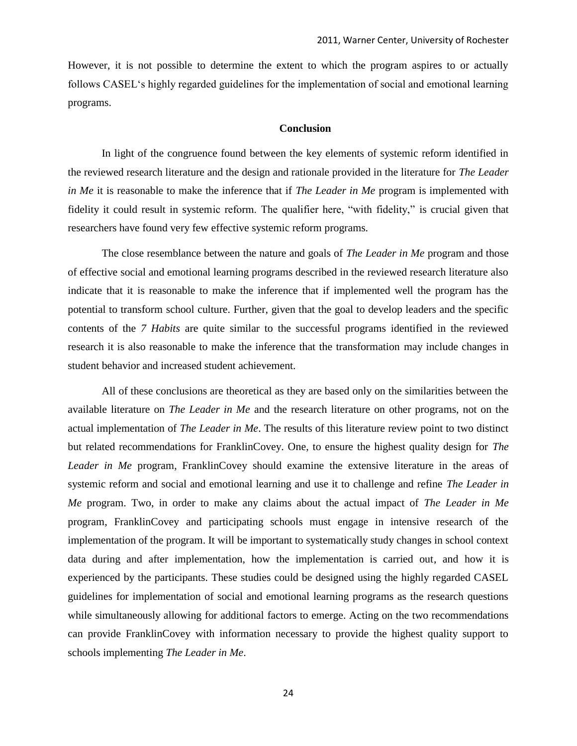However, it is not possible to determine the extent to which the program aspires to or actually follows CASEL's highly regarded guidelines for the implementation of social and emotional learning programs.

## Conclusion

In light of the congruence found between the key elements of systemic reform identified in the reviewed research literature and the design and rationale provided in the literature for *The Leader in Me* it is reasonable to make the inference that if *The Leader in Me* program is implemented with fidelity it could result in systemic reform. The qualifier here, "with fidelity," is crucial given that researchers have found very few effective systemic reform programs.

The close resemblance between the nature and goals of *The Leader in Me* program and those of effective social and emotional learning programs described in the reviewed research literature also indicate that it is reasonable to make the inference that if implemented well the program has the potential to transform school culture. Further, given that the goal to develop leaders and the specific contents of the *7 Habits* are quite similar to the successful programs identified in the reviewed research it is also reasonable to make the inference that the transformation may include changes in student behavior and increased student achievement.

All of these conclusions are theoretical as they are based only on the similarities between the available literature on *The Leader in Me* and the research literature on other programs, not on the actual implementation of *The Leader in Me*. The results of this literature review point to two distinct but related recommendations for FranklinCovey. One, to ensure the highest quality design for *The Leader in Me* program, FranklinCovey should examine the extensive literature in the areas of systemic reform and social and emotional learning and use it to challenge and refine *The Leader in Me* program. Two, in order to make any claims about the actual impact of *The Leader in Me* program, FranklinCovey and participating schools must engage in intensive research of the implementation of the program. It will be important to systematically study changes in school context data during and after implementation, how the implementation is carried out, and how it is experienced by the participants. These studies could be designed using the highly regarded CASEL guidelines for implementation of social and emotional learning programs as the research questions while simultaneously allowing for additional factors to emerge. Acting on the two recommendations can provide FranklinCovey with information necessary to provide the highest quality support to schools implementing *The Leader in Me*.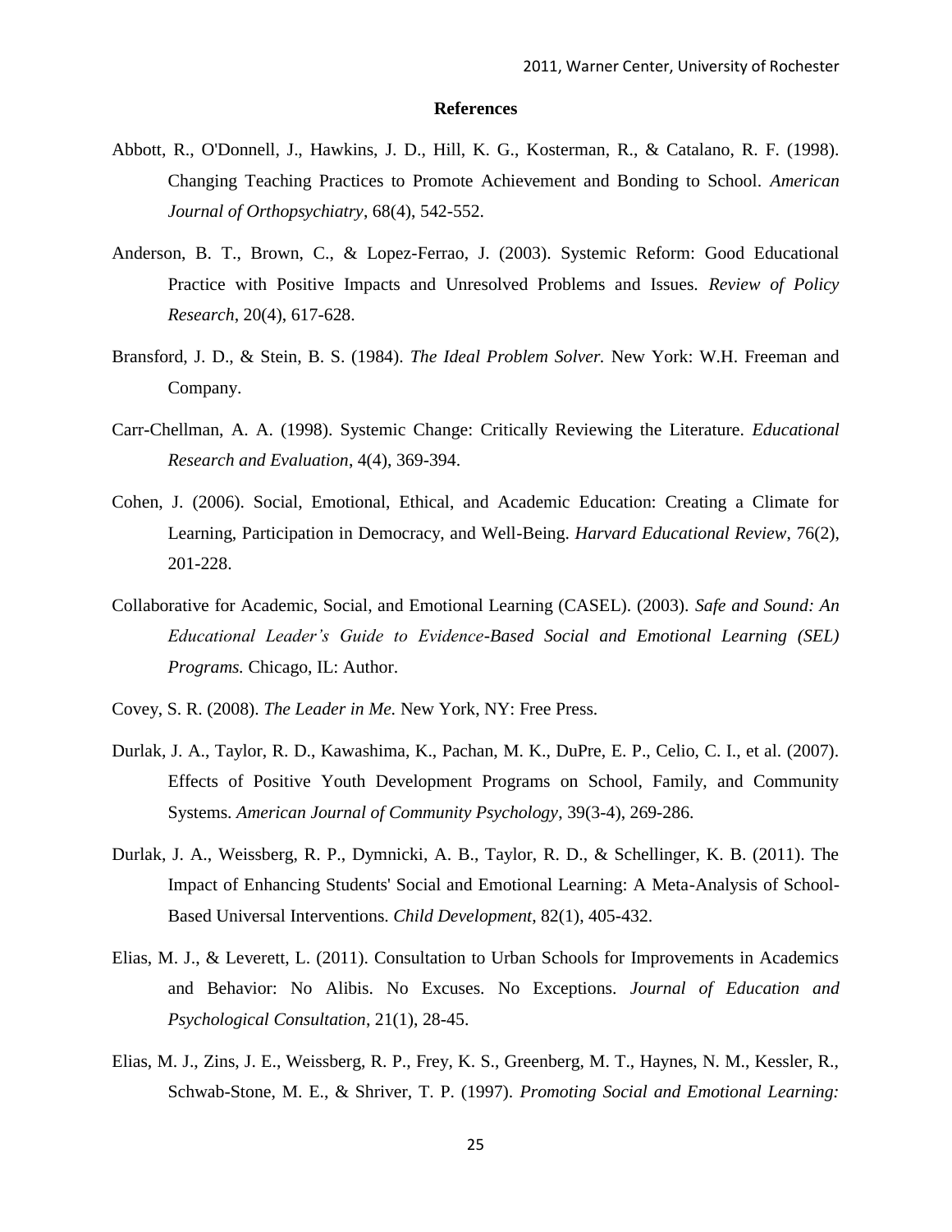**References**

Abbott, R., O'Donnell, J., Hawkins, J. D., Hill, K. G., Kosterman, R., & Catalano, R. F. (1998). Changing Teaching Practices to Promote Achievement and Bonding to School. *American Journal of Orthopsychiatry*, 68(4), 542-552.

Anderson, B. T., Brown, C., & Lopez-Ferrao, J. (2003). Systemic Reform: Good Educational Practice with Positive Impacts and Unresolved Problems and Issues. *Review of Policy Research*, 20(4), 617-628.

Bransford, J. D., & Stein, B. S. (1984). *The Ideal Problem Solver.* New York: W.H. Freeman and Company.

Carr-Chellman, A. A. (1998). Systemic Change: Critically Reviewing the Literature. *Educational Research and Evaluation*, 4(4), 369-394.

Cohen, J. (2006). Social, Emotional, Ethical, and Academic Education: Creating a Climate for Learning, Participation in Democracy, and Well-Being. *Harvard Educational Review*, 76(2), 201-228.

Collaborative for Academic, Social, and Emotional Learning (CASEL). (2003). *Safe and Sound: An Educational Leader's Guide to Evidence-Based Social and Emotional Learning (SEL) Programs.* Chicago, IL: Author.

Covey, S. R. (2008). *The Leader in Me.* New York, NY: Free Press.

Durlak, J. A., Taylor, R. D., Kawashima, K., Pachan, M. K., DuPre, E. P., Celio, C. I., et al. (2007). Effects of Positive Youth Development Programs on School, Family, and Community Systems. *American Journal of Community Psychology*, 39(3-4), 269-286.

Durlak, J. A., Weissberg, R. P., Dymnicki, A. B., Taylor, R. D., & Schellinger, K. B. (2011). The Impact of Enhancing Students' Social and Emotional Learning: A Meta-Analysis of School-Based Universal Interventions. *Child Development*, 82(1), 405-432.

Elias, M. J., & Leverett, L. (2011). Consultation to Urban Schools for Improvements in Academics and Behavior: No Alibis. No Excuses. No Exceptions. *Journal of Education and Psychological Consultation*, 21(1), 28-45.

Elias, M. J., Zins, J. E., Weissberg, R. P., Frey, K. S., Greenberg, M. T., Haynes, N. M., Kessler, R., Schwab-Stone, M. E., & Shriver, T. P. (1997). *Promoting Social and Emotional Learning:*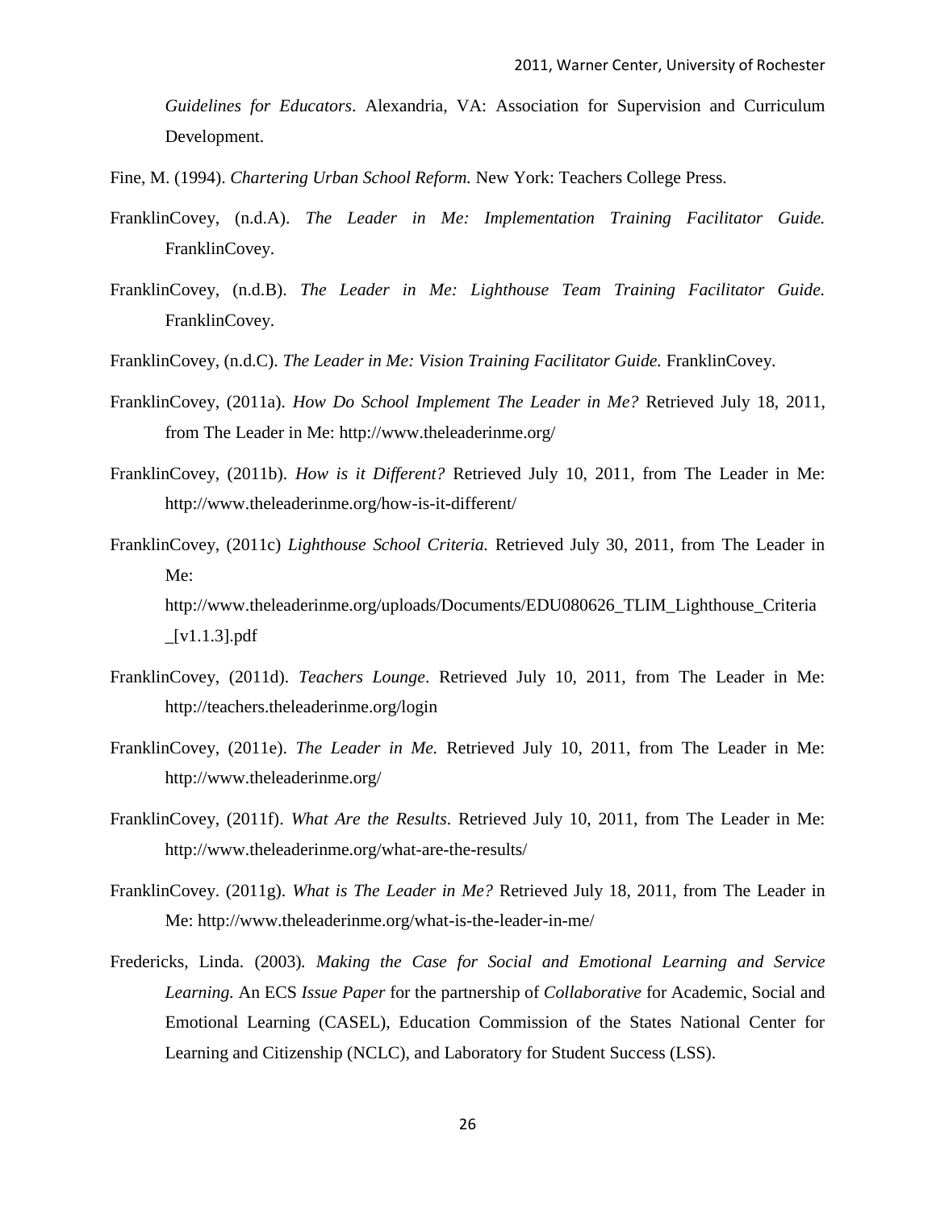*Guidelines for Educators*. Alexandria, VA: Association for Supervision and Curriculum Development.

Fine, M. (1994). *Chartering Urban School Reform.* New York: Teachers College Press.

FranklinCovey, (n.d.A). *The Leader in Me: Implementation Training Facilitator Guide.* FranklinCovey.

FranklinCovey, (n.d.B). *The Leader in Me: Lighthouse Team Training Facilitator Guide.* FranklinCovey.

FranklinCovey, (n.d.C). *The Leader in Me: Vision Training Facilitator Guide.* FranklinCovey.

FranklinCovey, (2011a). *How Do School Implement The Leader in Me?* Retrieved July 18, 2011, from The Leader in Me: http://www.theleaderinme.org/

FranklinCovey, (2011b). *How is it Different?* Retrieved July 10, 2011, from The Leader in Me: http://www.theleaderinme.org/how-is-it-different/

FranklinCovey, (2011c) *Lighthouse School Criteria.* Retrieved July 30, 2011, from The Leader in Me: http://www.theleaderinme.org/uploads/Documents/EDU080626_TLIM_Lighthouse_Criteria_[v1.1.3].pdf

FranklinCovey, (2011d). *Teachers Lounge*. Retrieved July 10, 2011, from The Leader in Me: http://teachers.theleaderinme.org/login

FranklinCovey, (2011e). *The Leader in Me.* Retrieved July 10, 2011, from The Leader in Me: http://www.theleaderinme.org/

FranklinCovey, (2011f). *What Are the Results*. Retrieved July 10, 2011, from The Leader in Me: http://www.theleaderinme.org/what-are-the-results/

FranklinCovey. (2011g). *What is The Leader in Me?* Retrieved July 18, 2011, from The Leader in Me: http://www.theleaderinme.org/what-is-the-leader-in-me/

Fredericks, Linda. (2003). *Making the Case for Social and Emotional Learning and Service Learning.* An ECS *Issue Paper* for the partnership of *Collaborative* for Academic, Social and Emotional Learning (CASEL), Education Commission of the States National Center for Learning and Citizenship (NCLC), and Laboratory for Student Success (LSS).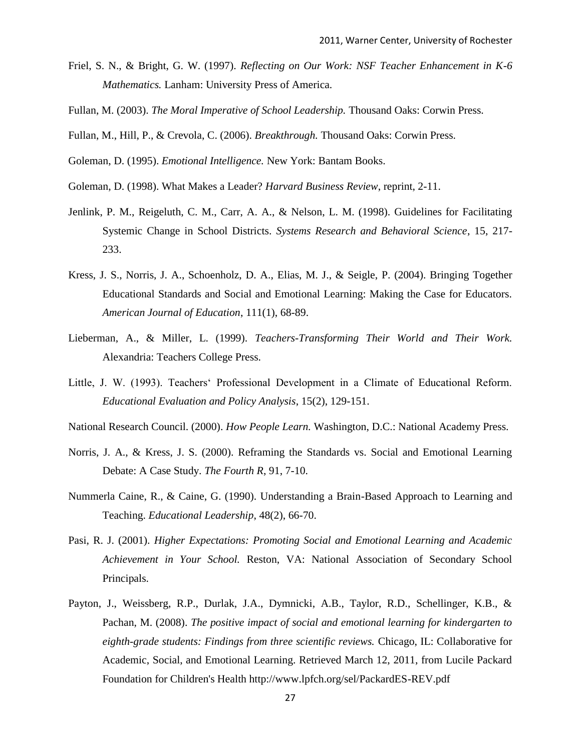Friel, S. N., & Bright, G. W. (1997). *Reflecting on Our Work: NSF Teacher Enhancement in K-6 Mathematics.* Lanham: University Press of America.

Fullan, M. (2003). *The Moral Imperative of School Leadership.* Thousand Oaks: Corwin Press.

Fullan, M., Hill, P., & Crevola, C. (2006). *Breakthrough.* Thousand Oaks: Corwin Press.

Goleman, D. (1995). *Emotional Intelligence.* New York: Bantam Books.

Goleman, D. (1998). What Makes a Leader? *Harvard Business Review*, reprint, 2-11.

Jenlink, P. M., Reigeluth, C. M., Carr, A. A., & Nelson, L. M. (1998). Guidelines for Facilitating Systemic Change in School Districts. *Systems Research and Behavioral Science*, 15, 217-233.

Kress, J. S., Norris, J. A., Schoenholz, D. A., Elias, M. J., & Seigle, P. (2004). Bringing Together Educational Standards and Social and Emotional Learning: Making the Case for Educators. *American Journal of Education*, 111(1), 68-89.

Lieberman, A., & Miller, L. (1999). *Teachers-Transforming Their World and Their Work.* Alexandria: Teachers College Press.

Little, J. W. (1993). Teachers' Professional Development in a Climate of Educational Reform. *Educational Evaluation and Policy Analysis*, 15(2), 129-151.

National Research Council. (2000). *How People Learn.* Washington, D.C.: National Academy Press.

Norris, J. A., & Kress, J. S. (2000). Reframing the Standards vs. Social and Emotional Learning Debate: A Case Study. *The Fourth R*, 91, 7-10.

Nummerla Caine, R., & Caine, G. (1990). Understanding a Brain-Based Approach to Learning and Teaching. *Educational Leadership*, 48(2), 66-70.

Pasi, R. J. (2001). *Higher Expectations: Promoting Social and Emotional Learning and Academic Achievement in Your School.* Reston, VA: National Association of Secondary School Principals.

Payton, J., Weissberg, R.P., Durlak, J.A., Dymnicki, A.B., Taylor, R.D., Schellinger, K.B., & Pachan, M. (2008). *The positive impact of social and emotional learning for kindergarten to eighth-grade students: Findings from three scientific reviews.* Chicago, IL: Collaborative for Academic, Social, and Emotional Learning. Retrieved March 12, 2011, from Lucile Packard Foundation for Children's Health http://www.lpfch.org/sel/PackardES-REV.pdf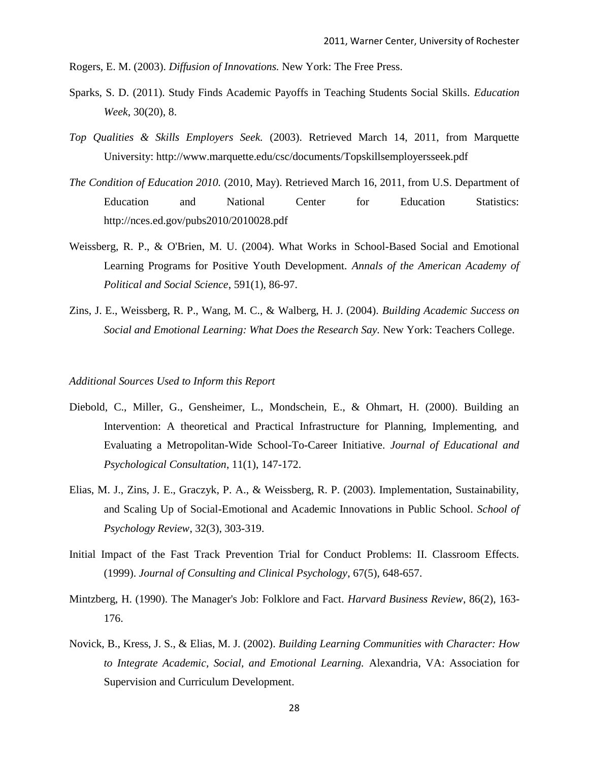Rogers, E. M. (2003). *Diffusion of Innovations.* New York: The Free Press.

Sparks, S. D. (2011). Study Finds Academic Payoffs in Teaching Students Social Skills. *Education Week*, 30(20), 8.

*Top Qualities & Skills Employers Seek.* (2003). Retrieved March 14, 2011, from Marquette University: http://www.marquette.edu/csc/documents/Topskillsemployersseek.pdf

*The Condition of Education 2010.* (2010, May). Retrieved March 16, 2011, from U.S. Department of Education and National Center for Education Statistics: http://nces.ed.gov/pubs2010/2010028.pdf

Weissberg, R. P., & O'Brien, M. U. (2004). What Works in School-Based Social and Emotional Learning Programs for Positive Youth Development. *Annals of the American Academy of Political and Social Science*, 591(1), 86-97.

Zins, J. E., Weissberg, R. P., Wang, M. C., & Walberg, H. J. (2004). *Building Academic Success on Social and Emotional Learning: What Does the Research Say.* New York: Teachers College.

*Additional Sources Used to Inform this Report*

Diebold, C., Miller, G., Gensheimer, L., Mondschein, E., & Ohmart, H. (2000). Building an Intervention: A theoretical and Practical Infrastructure for Planning, Implementing, and Evaluating a Metropolitan-Wide School-To-Career Initiative. *Journal of Educational and Psychological Consultation*, 11(1), 147-172.

Elias, M. J., Zins, J. E., Graczyk, P. A., & Weissberg, R. P. (2003). Implementation, Sustainability, and Scaling Up of Social-Emotional and Academic Innovations in Public School. *School of Psychology Review*, 32(3), 303-319.

Initial Impact of the Fast Track Prevention Trial for Conduct Problems: II. Classroom Effects. (1999). *Journal of Consulting and Clinical Psychology*, 67(5), 648-657.

Mintzberg, H. (1990). The Manager's Job: Folklore and Fact. *Harvard Business Review*, 86(2), 163-176.

Novick, B., Kress, J. S., & Elias, M. J. (2002). *Building Learning Communities with Character: How to Integrate Academic, Social, and Emotional Learning.* Alexandria, VA: Association for Supervision and Curriculum Development.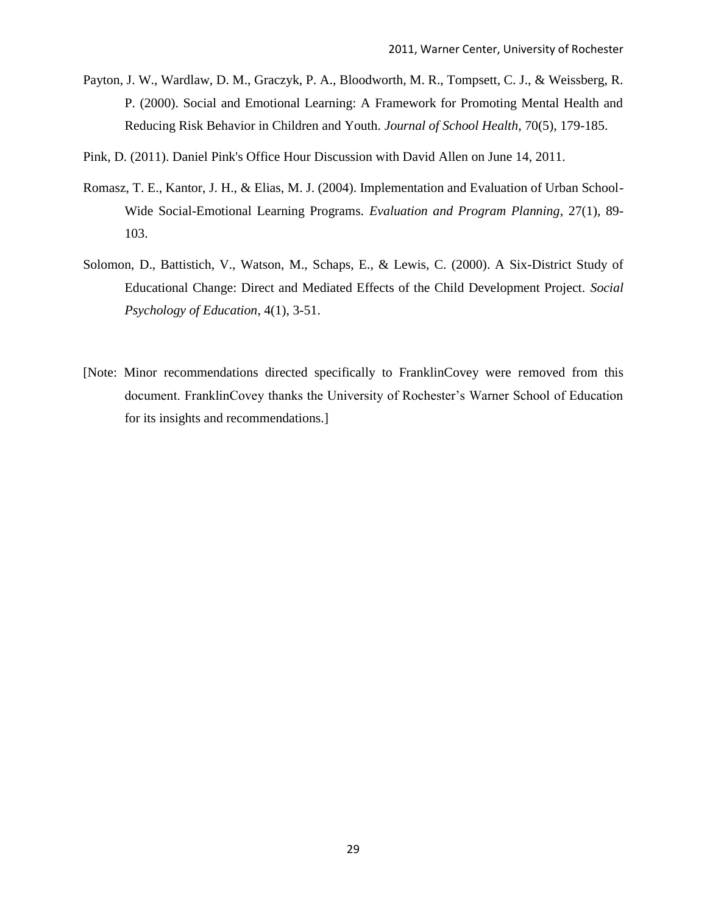Payton, J. W., Wardlaw, D. M., Graczyk, P. A., Bloodworth, M. R., Tompsett, C. J., & Weissberg, R. P. (2000). Social and Emotional Learning: A Framework for Promoting Mental Health and Reducing Risk Behavior in Children and Youth. *Journal of School Health*, 70(5), 179-185.

Pink, D. (2011). Daniel Pink's Office Hour Discussion with David Allen on June 14, 2011.

Romasz, T. E., Kantor, J. H., & Elias, M. J. (2004). Implementation and Evaluation of Urban School-Wide Social-Emotional Learning Programs. *Evaluation and Program Planning*, 27(1), 89-103.

Solomon, D., Battistich, V., Watson, M., Schaps, E., & Lewis, C. (2000). A Six-District Study of Educational Change: Direct and Mediated Effects of the Child Development Project. *Social Psychology of Education*, 4(1), 3-51.

[Note: Minor recommendations directed specifically to FranklinCovey were removed from this document. FranklinCovey thanks the University of Rochester's Warner School of Education for its insights and recommendations.]